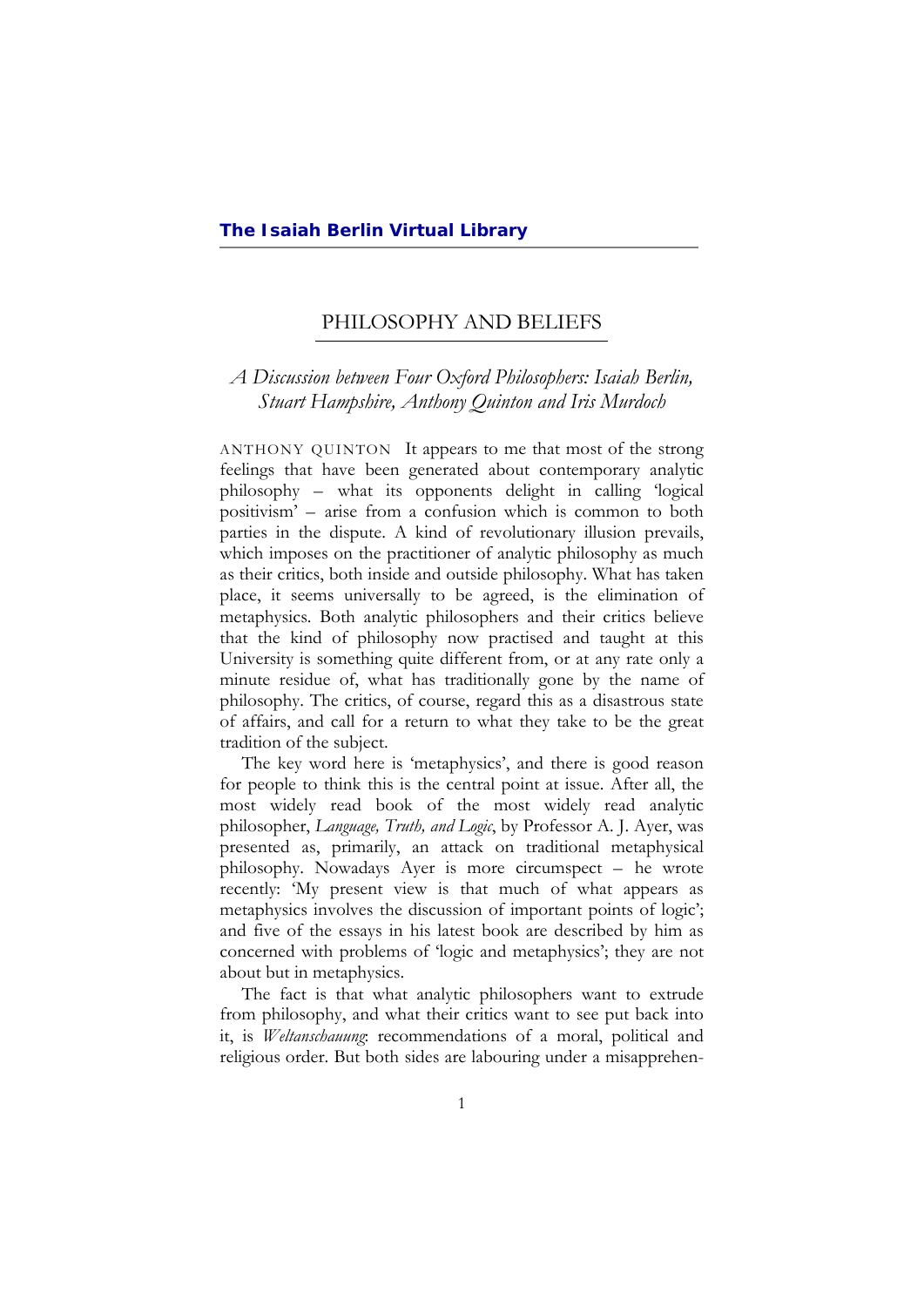**The Isaiah Berlin Virtual Library**

# PHILOSOPHY AND BELIEFS

*A Discussion between Four Oxford Philosophers: Isaiah Berlin, Stuart Hampshire, Anthony Quinton and Iris Murdoch*

ANTHONY QUINTON It appears to me that most of the strong feelings that have been generated about contemporary analytic philosophy – what its opponents delight in calling 'logical positivism' – arise from a confusion which is common to both parties in the dispute. A kind of revolutionary illusion prevails, which imposes on the practitioner of analytic philosophy as much as their critics, both inside and outside philosophy. What has taken place, it seems universally to be agreed, is the elimination of metaphysics. Both analytic philosophers and their critics believe that the kind of philosophy now practised and taught at this University is something quite different from, or at any rate only a minute residue of, what has traditionally gone by the name of philosophy. The critics, of course, regard this as a disastrous state of affairs, and call for a return to what they take to be the great tradition of the subject.

The key word here is 'metaphysics', and there is good reason for people to think this is the central point at issue. After all, the most widely read book of the most widely read analytic philosopher, *Language, Truth, and Logic*, by Professor A. J. Ayer, was presented as, primarily, an attack on traditional metaphysical philosophy. Nowadays Ayer is more circumspect – he wrote recently: 'My present view is that much of what appears as metaphysics involves the discussion of important points of logic'; and five of the essays in his latest book are described by him as concerned with problems of 'logic and metaphysics'; they are not about but in metaphysics.

The fact is that what analytic philosophers want to extrude from philosophy, and what their critics want to see put back into it, is *Weltanschauung*: recommendations of a moral, political and religious order. But both sides are labouring under a misapprehen-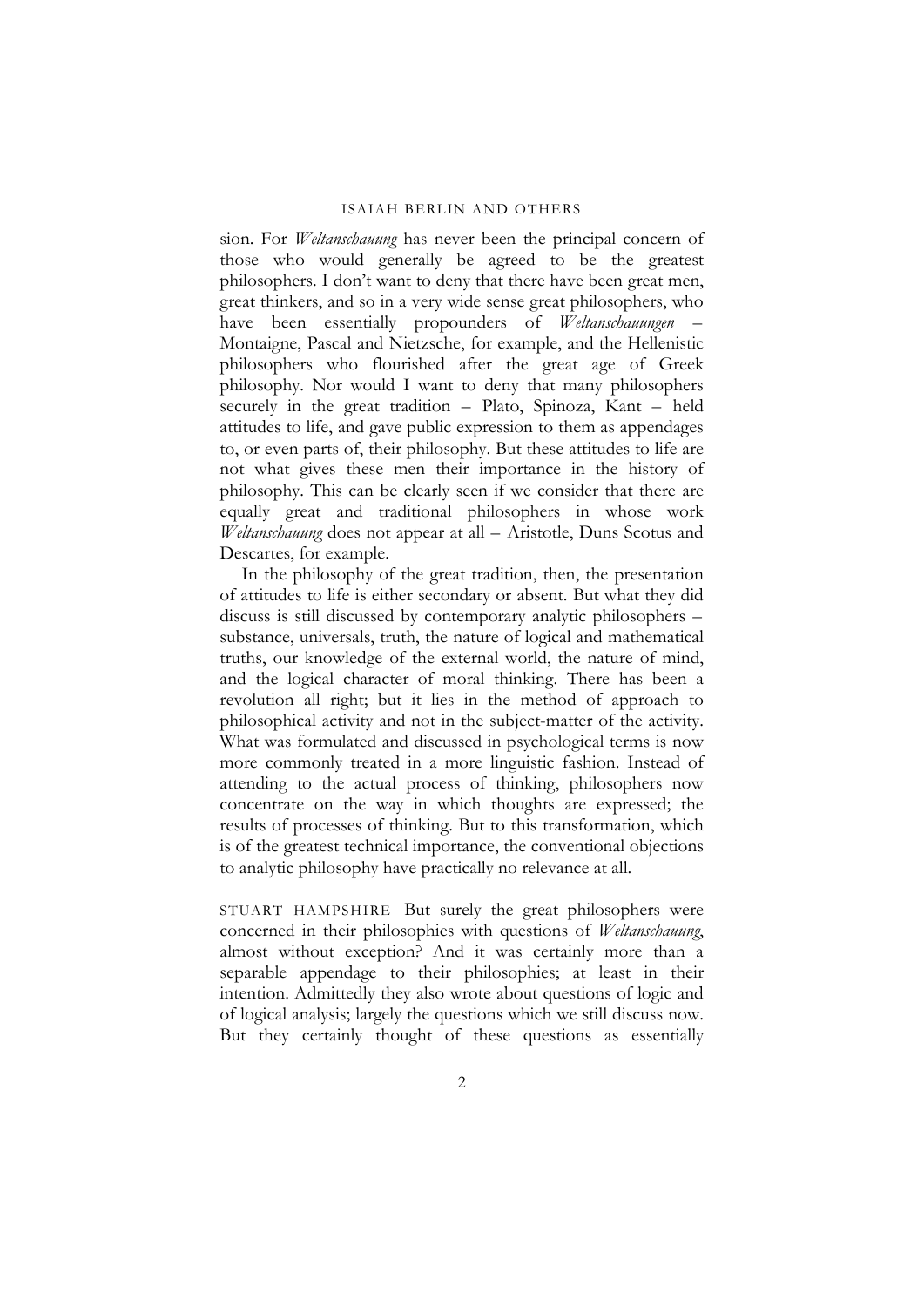sion. For *Weltanschauung* has never been the principal concern of those who would generally be agreed to be the greatest philosophers. I don't want to deny that there have been great men, great thinkers, and so in a very wide sense great philosophers, who have been essentially propounders of *Weltanschauungen* – Montaigne, Pascal and Nietzsche, for example, and the Hellenistic philosophers who flourished after the great age of Greek philosophy. Nor would I want to deny that many philosophers securely in the great tradition – Plato, Spinoza, Kant – held attitudes to life, and gave public expression to them as appendages to, or even parts of, their philosophy. But these attitudes to life are not what gives these men their importance in the history of philosophy. This can be clearly seen if we consider that there are equally great and traditional philosophers in whose work *Weltanschauung* does not appear at all – Aristotle, Duns Scotus and Descartes, for example.

In the philosophy of the great tradition, then, the presentation of attitudes to life is either secondary or absent. But what they did discuss is still discussed by contemporary analytic philosophers – substance, universals, truth, the nature of logical and mathematical truths, our knowledge of the external world, the nature of mind, and the logical character of moral thinking. There has been a revolution all right; but it lies in the method of approach to philosophical activity and not in the subject-matter of the activity. What was formulated and discussed in psychological terms is now more commonly treated in a more linguistic fashion. Instead of attending to the actual process of thinking, philosophers now concentrate on the way in which thoughts are expressed; the results of processes of thinking. But to this transformation, which is of the greatest technical importance, the conventional objections to analytic philosophy have practically no relevance at all.

STUART HAMPSHIRE But surely the great philosophers were concerned in their philosophies with questions of *Weltanschauung*, almost without exception? And it was certainly more than a separable appendage to their philosophies; at least in their intention. Admittedly they also wrote about questions of logic and of logical analysis; largely the questions which we still discuss now. But they certainly thought of these questions as essentially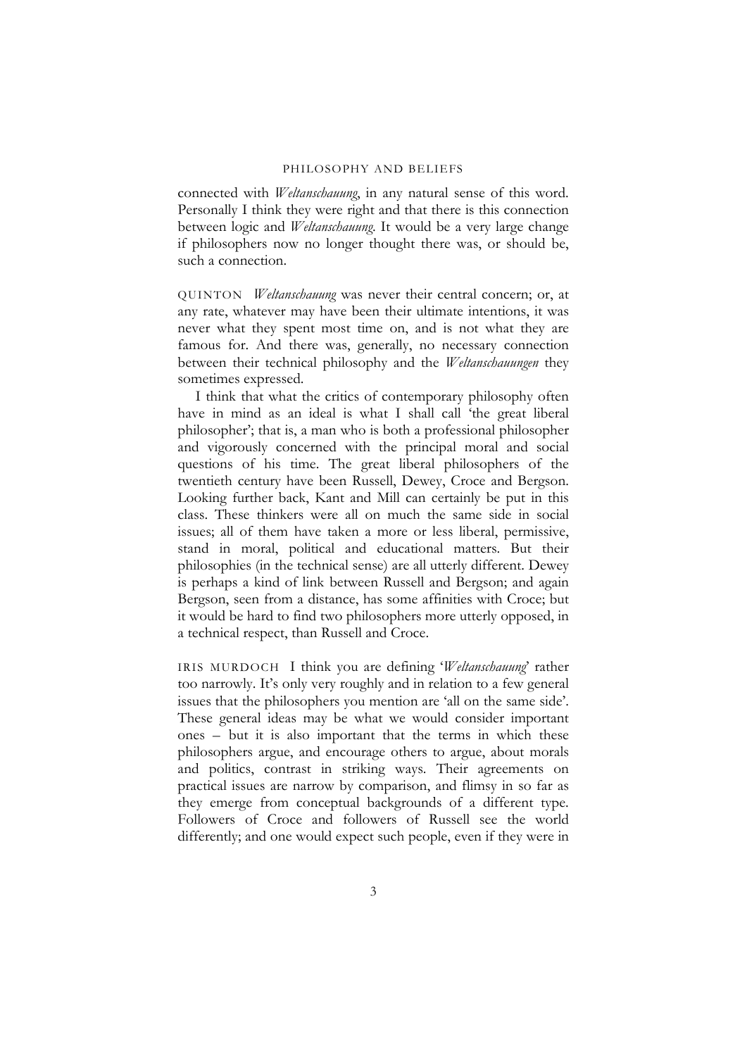connected with *Weltanschauung*, in any natural sense of this word. Personally I think they were right and that there is this connection between logic and *Weltanschauung*. It would be a very large change if philosophers now no longer thought there was, or should be, such a connection.

QUINTON *Weltanschauung* was never their central concern; or, at any rate, whatever may have been their ultimate intentions, it was never what they spent most time on, and is not what they are famous for. And there was, generally, no necessary connection between their technical philosophy and the *Weltanschauungen* they sometimes expressed.

I think that what the critics of contemporary philosophy often have in mind as an ideal is what I shall call 'the great liberal philosopher'; that is, a man who is both a professional philosopher and vigorously concerned with the principal moral and social questions of his time. The great liberal philosophers of the twentieth century have been Russell, Dewey, Croce and Bergson. Looking further back, Kant and Mill can certainly be put in this class. These thinkers were all on much the same side in social issues; all of them have taken a more or less liberal, permissive, stand in moral, political and educational matters. But their philosophies (in the technical sense) are all utterly different. Dewey is perhaps a kind of link between Russell and Bergson; and again Bergson, seen from a distance, has some affinities with Croce; but it would be hard to find two philosophers more utterly opposed, in a technical respect, than Russell and Croce.

IRIS MURDOCH I think you are defining '*Weltanschauung*' rather too narrowly. It's only very roughly and in relation to a few general issues that the philosophers you mention are 'all on the same side'. These general ideas may be what we would consider important ones – but it is also important that the terms in which these philosophers argue, and encourage others to argue, about morals and politics, contrast in striking ways. Their agreements on practical issues are narrow by comparison, and flimsy in so far as they emerge from conceptual backgrounds of a different type. Followers of Croce and followers of Russell see the world differently; and one would expect such people, even if they were in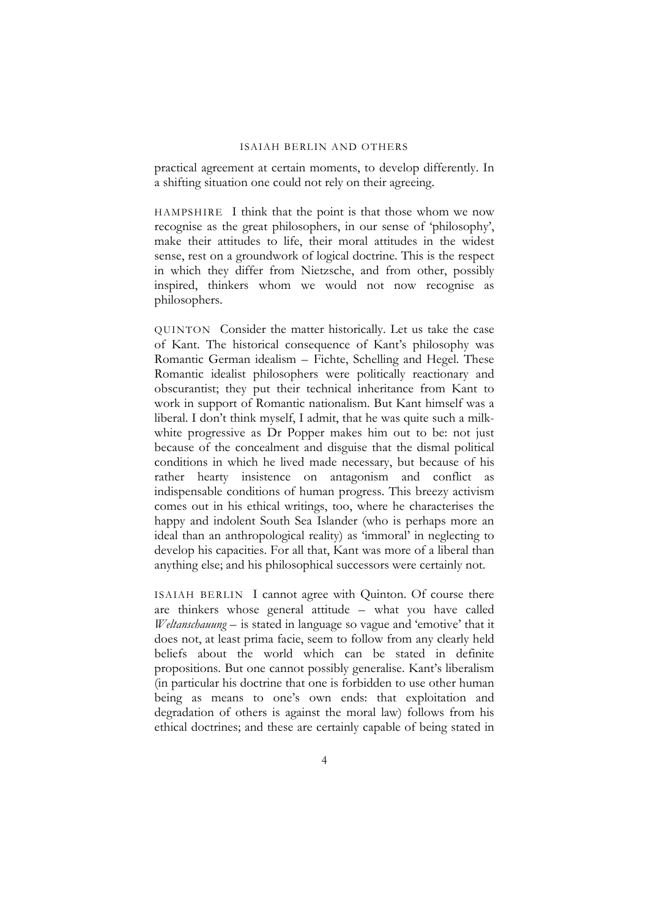practical agreement at certain moments, to develop differently. In a shifting situation one could not rely on their agreeing.

HAMPSHIRE I think that the point is that those whom we now recognise as the great philosophers, in our sense of 'philosophy', make their attitudes to life, their moral attitudes in the widest sense, rest on a groundwork of logical doctrine. This is the respect in which they differ from Nietzsche, and from other, possibly inspired, thinkers whom we would not now recognise as philosophers.

QUINTON Consider the matter historically. Let us take the case of Kant. The historical consequence of Kant's philosophy was Romantic German idealism – Fichte, Schelling and Hegel. These Romantic idealist philosophers were politically reactionary and obscurantist; they put their technical inheritance from Kant to work in support of Romantic nationalism. But Kant himself was a liberal. I don't think myself, I admit, that he was quite such a milk-white progressive as Dr Popper makes him out to be: not just because of the concealment and disguise that the dismal political conditions in which he lived made necessary, but because of his rather hearty insistence on antagonism and conflict as indispensable conditions of human progress. This breezy activism comes out in his ethical writings, too, where he characterises the happy and indolent South Sea Islander (who is perhaps more an ideal than an anthropological reality) as 'immoral' in neglecting to develop his capacities. For all that, Kant was more of a liberal than anything else; and his philosophical successors were certainly not.

ISAIAH BERLIN I cannot agree with Quinton. Of course there are thinkers whose general attitude – what you have called *Weltanschauung* – is stated in language so vague and 'emotive' that it does not, at least prima facie, seem to follow from any clearly held beliefs about the world which can be stated in definite propositions. But one cannot possibly generalise. Kant's liberalism (in particular his doctrine that one is forbidden to use other human being as means to one's own ends: that exploitation and degradation of others is against the moral law) follows from his ethical doctrines; and these are certainly capable of being stated in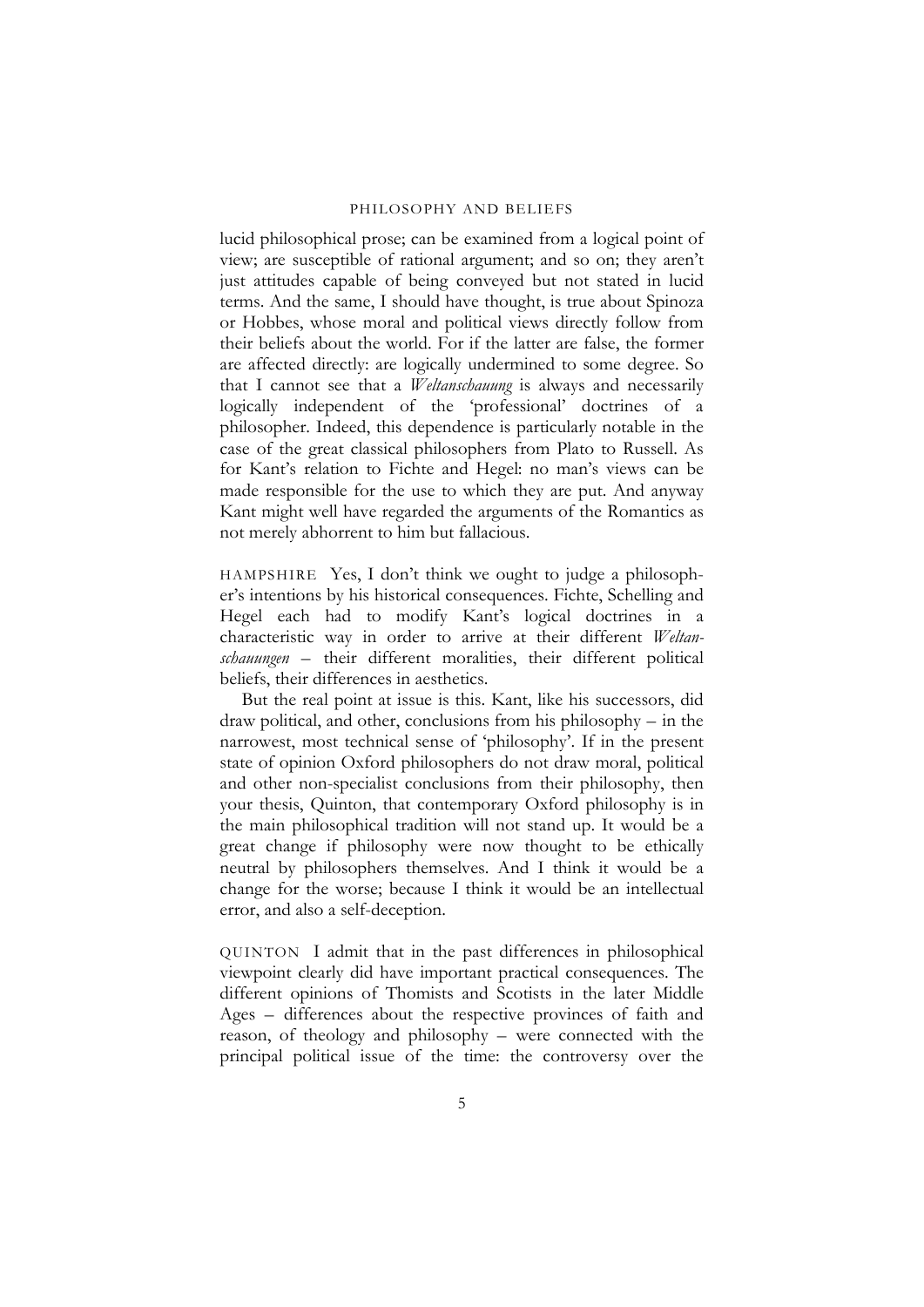lucid philosophical prose; can be examined from a logical point of view; are susceptible of rational argument; and so on; they aren't just attitudes capable of being conveyed but not stated in lucid terms. And the same, I should have thought, is true about Spinoza or Hobbes, whose moral and political views directly follow from their beliefs about the world. For if the latter are false, the former are affected directly: are logically undermined to some degree. So that I cannot see that a *Weltanschauung* is always and necessarily logically independent of the 'professional' doctrines of a philosopher. Indeed, this dependence is particularly notable in the case of the great classical philosophers from Plato to Russell. As for Kant's relation to Fichte and Hegel: no man's views can be made responsible for the use to which they are put. And anyway Kant might well have regarded the arguments of the Romantics as not merely abhorrent to him but fallacious.

HAMPSHIRE Yes, I don't think we ought to judge a philosopher's intentions by his historical consequences. Fichte, Schelling and Hegel each had to modify Kant's logical doctrines in a characteristic way in order to arrive at their different *Weltanschauungen* – their different moralities, their different political beliefs, their differences in aesthetics.

But the real point at issue is this. Kant, like his successors, did draw political, and other, conclusions from his philosophy – in the narrowest, most technical sense of 'philosophy'. If in the present state of opinion Oxford philosophers do not draw moral, political and other non-specialist conclusions from their philosophy, then your thesis, Quinton, that contemporary Oxford philosophy is in the main philosophical tradition will not stand up. It would be a great change if philosophy were now thought to be ethically neutral by philosophers themselves. And I think it would be a change for the worse; because I think it would be an intellectual error, and also a self-deception.

QUINTON I admit that in the past differences in philosophical viewpoint clearly did have important practical consequences. The different opinions of Thomists and Scotists in the later Middle Ages – differences about the respective provinces of faith and reason, of theology and philosophy – were connected with the principal political issue of the time: the controversy over the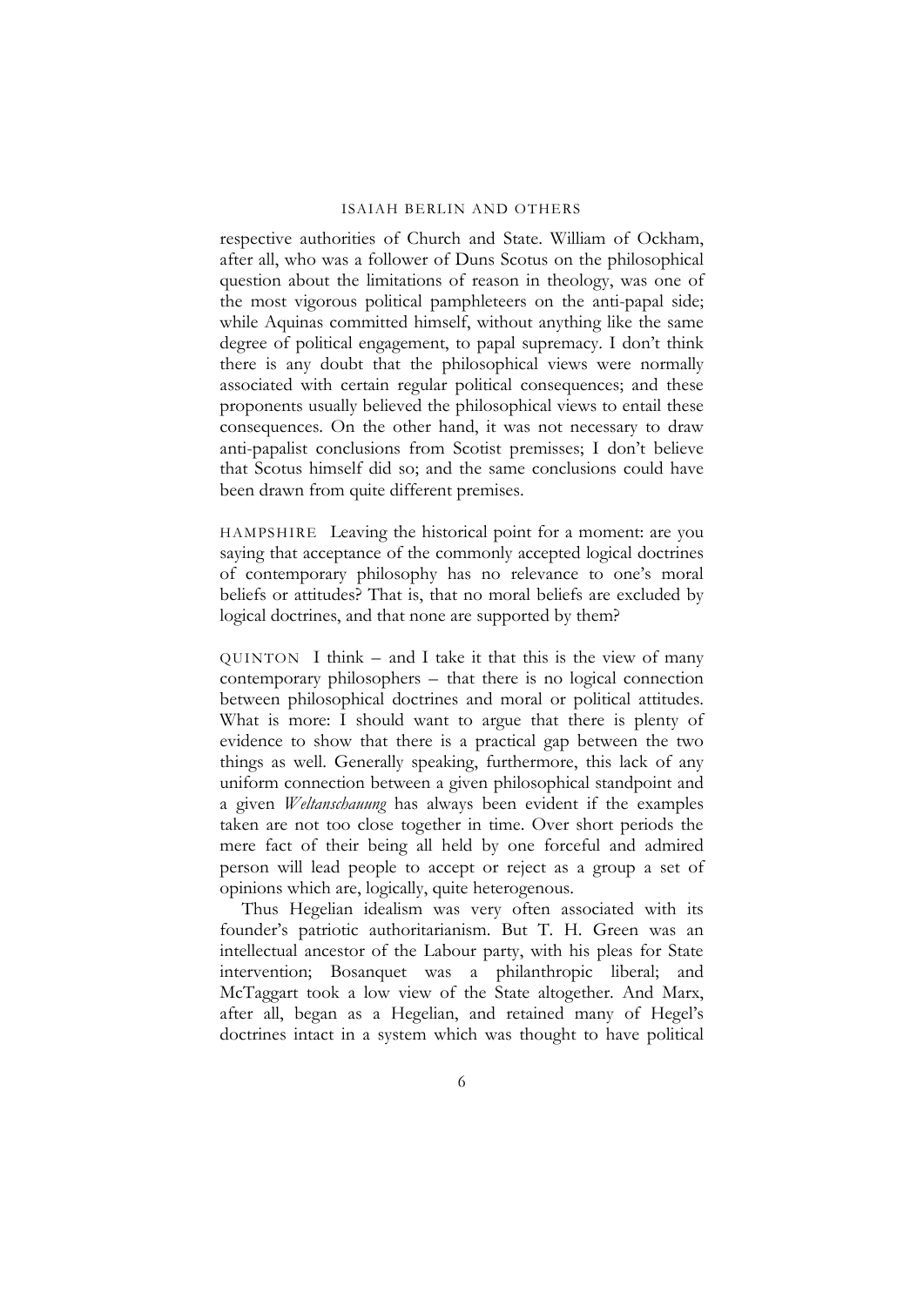respective authorities of Church and State. William of Ockham, after all, who was a follower of Duns Scotus on the philosophical question about the limitations of reason in theology, was one of the most vigorous political pamphleteers on the anti-papal side; while Aquinas committed himself, without anything like the same degree of political engagement, to papal supremacy. I don't think there is any doubt that the philosophical views were normally associated with certain regular political consequences; and these proponents usually believed the philosophical views to entail these consequences. On the other hand, it was not necessary to draw anti-papalist conclusions from Scotist premisses; I don't believe that Scotus himself did so; and the same conclusions could have been drawn from quite different premises.

HAMPSHIRE Leaving the historical point for a moment: are you saying that acceptance of the commonly accepted logical doctrines of contemporary philosophy has no relevance to one's moral beliefs or attitudes? That is, that no moral beliefs are excluded by logical doctrines, and that none are supported by them?

QUINTON I think – and I take it that this is the view of many contemporary philosophers – that there is no logical connection between philosophical doctrines and moral or political attitudes. What is more: I should want to argue that there is plenty of evidence to show that there is a practical gap between the two things as well. Generally speaking, furthermore, this lack of any uniform connection between a given philosophical standpoint and a given *Weltanschauung* has always been evident if the examples taken are not too close together in time. Over short periods the mere fact of their being all held by one forceful and admired person will lead people to accept or reject as a group a set of opinions which are, logically, quite heterogenous.

Thus Hegelian idealism was very often associated with its founder's patriotic authoritarianism. But T. H. Green was an intellectual ancestor of the Labour party, with his pleas for State intervention; Bosanquet was a philanthropic liberal; and McTaggart took a low view of the State altogether. And Marx, after all, began as a Hegelian, and retained many of Hegel's doctrines intact in a system which was thought to have political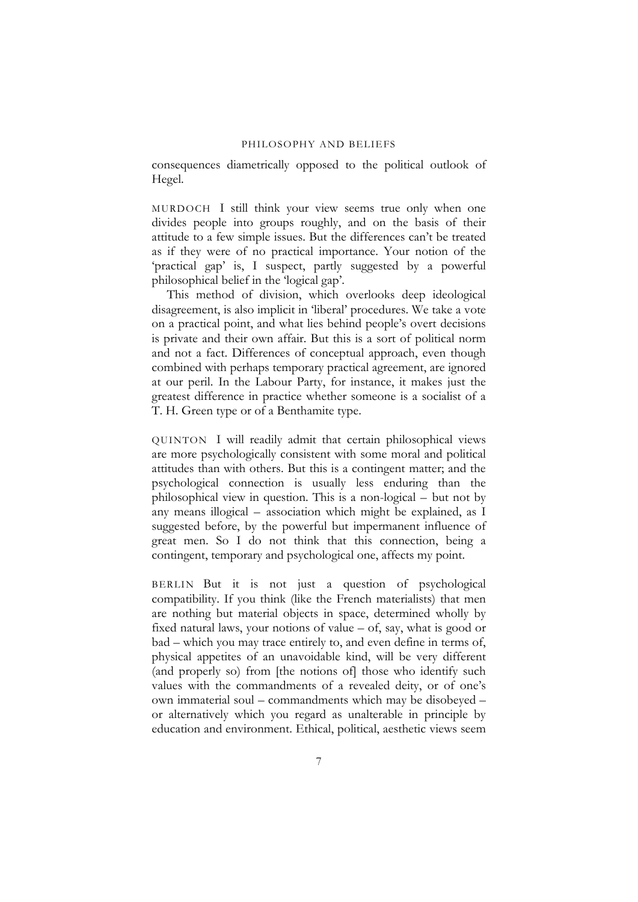consequences diametrically opposed to the political outlook of Hegel.

MURDOCH I still think your view seems true only when one divides people into groups roughly, and on the basis of their attitude to a few simple issues. But the differences can't be treated as if they were of no practical importance. Your notion of the 'practical gap' is, I suspect, partly suggested by a powerful philosophical belief in the 'logical gap'.

This method of division, which overlooks deep ideological disagreement, is also implicit in 'liberal' procedures. We take a vote on a practical point, and what lies behind people's overt decisions is private and their own affair. But this is a sort of political norm and not a fact. Differences of conceptual approach, even though combined with perhaps temporary practical agreement, are ignored at our peril. In the Labour Party, for instance, it makes just the greatest difference in practice whether someone is a socialist of a T. H. Green type or of a Benthamite type.

QUINTON I will readily admit that certain philosophical views are more psychologically consistent with some moral and political attitudes than with others. But this is a contingent matter; and the psychological connection is usually less enduring than the philosophical view in question. This is a non-logical – but not by any means illogical – association which might be explained, as I suggested before, by the powerful but impermanent influence of great men. So I do not think that this connection, being a contingent, temporary and psychological one, affects my point.

BERLIN But it is not just a question of psychological compatibility. If you think (like the French materialists) that men are nothing but material objects in space, determined wholly by fixed natural laws, your notions of value – of, say, what is good or bad – which you may trace entirely to, and even define in terms of, physical appetites of an unavoidable kind, will be very different (and properly so) from [the notions of] those who identify such values with the commandments of a revealed deity, or of one's own immaterial soul – commandments which may be disobeyed – or alternatively which you regard as unalterable in principle by education and environment. Ethical, political, aesthetic views seem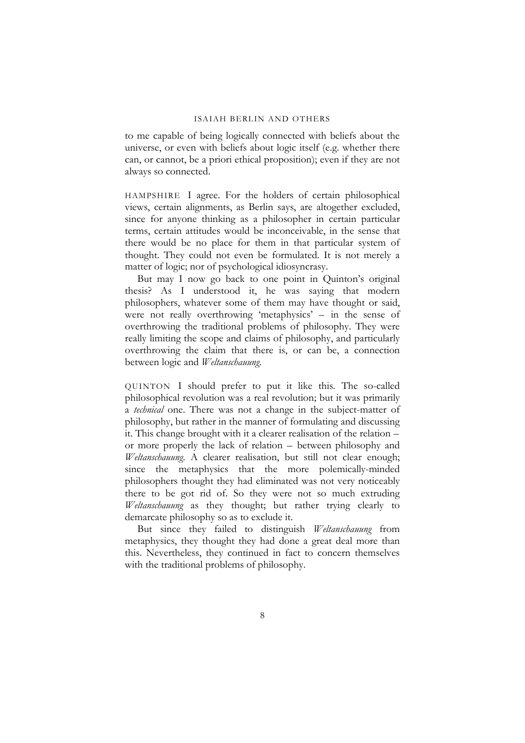to me capable of being logically connected with beliefs about the universe, or even with beliefs about logic itself (e.g. whether there can, or cannot, be a priori ethical proposition); even if they are not always so connected.

HAMPSHIRE I agree. For the holders of certain philosophical views, certain alignments, as Berlin says, are altogether excluded, since for anyone thinking as a philosopher in certain particular terms, certain attitudes would be inconceivable, in the sense that there would be no place for them in that particular system of thought. They could not even be formulated. It is not merely a matter of logic; nor of psychological idiosyncrasy.

But may I now go back to one point in Quinton's original thesis? As I understood it, he was saying that modern philosophers, whatever some of them may have thought or said, were not really overthrowing 'metaphysics' – in the sense of overthrowing the traditional problems of philosophy. They were really limiting the scope and claims of philosophy, and particularly overthrowing the claim that there is, or can be, a connection between logic and *Weltanschauung*.

QUINTON I should prefer to put it like this. The so-called philosophical revolution was a real revolution; but it was primarily a *technical* one. There was not a change in the subject-matter of philosophy, but rather in the manner of formulating and discussing it. This change brought with it a clearer realisation of the relation – or more properly the lack of relation – between philosophy and *Weltanschauung*. A clearer realisation, but still not clear enough; since the metaphysics that the more polemically-minded philosophers thought they had eliminated was not very noticeably there to be got rid of. So they were not so much extruding *Weltanschauung* as they thought; but rather trying clearly to demarcate philosophy so as to exclude it.

But since they failed to distinguish *Weltanschauung* from metaphysics, they thought they had done a great deal more than this. Nevertheless, they continued in fact to concern themselves with the traditional problems of philosophy.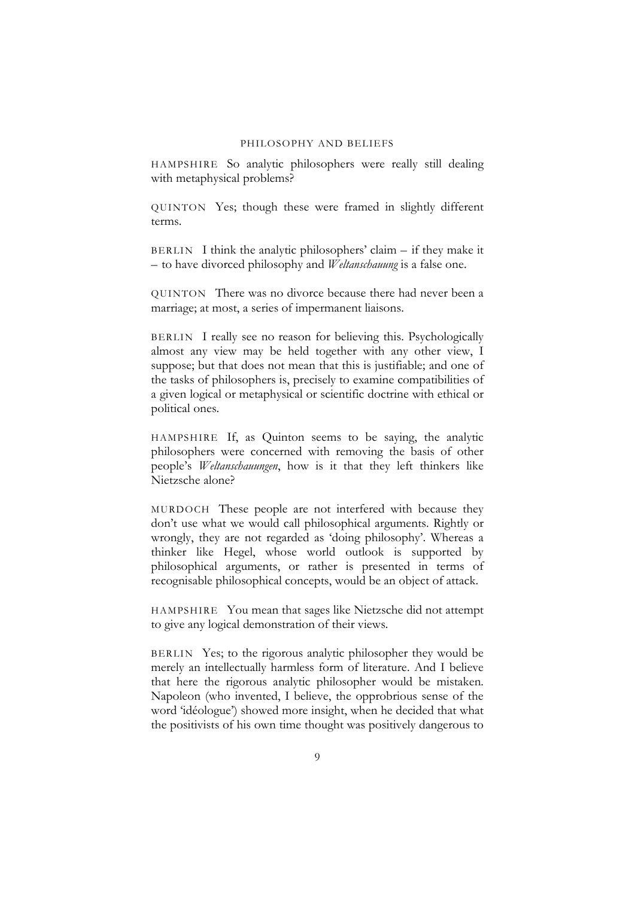HAMPSHIRE So analytic philosophers were really still dealing with metaphysical problems?

QUINTON Yes; though these were framed in slightly different terms.

BERLIN I think the analytic philosophers' claim – if they make it – to have divorced philosophy and *Weltanschauung* is a false one.

QUINTON There was no divorce because there had never been a marriage; at most, a series of impermanent liaisons.

BERLIN I really see no reason for believing this. Psychologically almost any view may be held together with any other view, I suppose; but that does not mean that this is justifiable; and one of the tasks of philosophers is, precisely to examine compatibilities of a given logical or metaphysical or scientific doctrine with ethical or political ones.

HAMPSHIRE If, as Quinton seems to be saying, the analytic philosophers were concerned with removing the basis of other people's *Weltanschauungen*, how is it that they left thinkers like Nietzsche alone?

MURDOCH These people are not interfered with because they don't use what we would call philosophical arguments. Rightly or wrongly, they are not regarded as 'doing philosophy'. Whereas a thinker like Hegel, whose world outlook is supported by philosophical arguments, or rather is presented in terms of recognisable philosophical concepts, would be an object of attack.

HAMPSHIRE You mean that sages like Nietzsche did not attempt to give any logical demonstration of their views.

BERLIN Yes; to the rigorous analytic philosopher they would be merely an intellectually harmless form of literature. And I believe that here the rigorous analytic philosopher would be mistaken. Napoleon (who invented, I believe, the opprobrious sense of the word 'idéologue') showed more insight, when he decided that what the positivists of his own time thought was positively dangerous to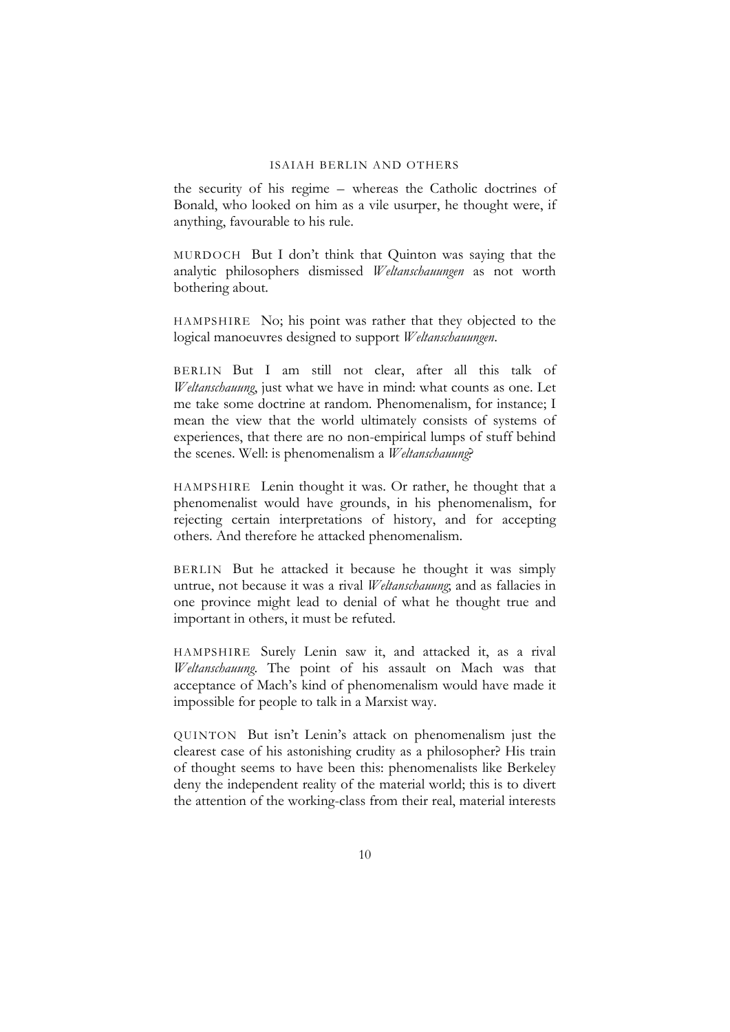the security of his regime – whereas the Catholic doctrines of Bonald, who looked on him as a vile usurper, he thought were, if anything, favourable to his rule.

MURDOCH But I don't think that Quinton was saying that the analytic philosophers dismissed *Weltanschauungen* as not worth bothering about.

HAMPSHIRE No; his point was rather that they objected to the logical manoeuvres designed to support *Weltanschauungen*.

BERLIN But I am still not clear, after all this talk of *Weltanschauung*, just what we have in mind: what counts as one. Let me take some doctrine at random. Phenomenalism, for instance; I mean the view that the world ultimately consists of systems of experiences, that there are no non-empirical lumps of stuff behind the scenes. Well: is phenomenalism a *Weltanschauung*?

HAMPSHIRE Lenin thought it was. Or rather, he thought that a phenomenalist would have grounds, in his phenomenalism, for rejecting certain interpretations of history, and for accepting others. And therefore he attacked phenomenalism.

BERLIN But he attacked it because he thought it was simply untrue, not because it was a rival *Weltanschauung*; and as fallacies in one province might lead to denial of what he thought true and important in others, it must be refuted.

HAMPSHIRE Surely Lenin saw it, and attacked it, as a rival *Weltanschauung*. The point of his assault on Mach was that acceptance of Mach's kind of phenomenalism would have made it impossible for people to talk in a Marxist way.

QUINTON But isn't Lenin's attack on phenomenalism just the clearest case of his astonishing crudity as a philosopher? His train of thought seems to have been this: phenomenalists like Berkeley deny the independent reality of the material world; this is to divert the attention of the working-class from their real, material interests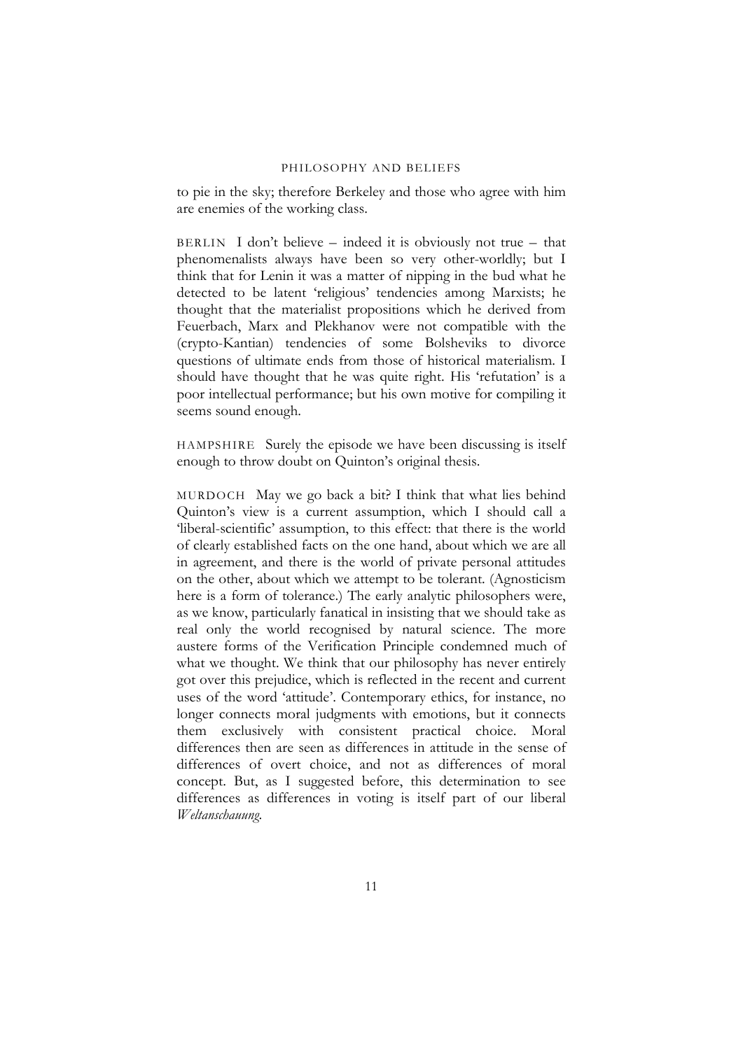to pie in the sky; therefore Berkeley and those who agree with him are enemies of the working class.

BERLIN I don't believe – indeed it is obviously not true – that phenomenalists always have been so very other-worldly; but I think that for Lenin it was a matter of nipping in the bud what he detected to be latent 'religious' tendencies among Marxists; he thought that the materialist propositions which he derived from Feuerbach, Marx and Plekhanov were not compatible with the (crypto-Kantian) tendencies of some Bolsheviks to divorce questions of ultimate ends from those of historical materialism. I should have thought that he was quite right. His 'refutation' is a poor intellectual performance; but his own motive for compiling it seems sound enough.

HAMPSHIRE Surely the episode we have been discussing is itself enough to throw doubt on Quinton's original thesis.

MURDOCH May we go back a bit? I think that what lies behind Quinton's view is a current assumption, which I should call a 'liberal-scientific' assumption, to this effect: that there is the world of clearly established facts on the one hand, about which we are all in agreement, and there is the world of private personal attitudes on the other, about which we attempt to be tolerant. (Agnosticism here is a form of tolerance.) The early analytic philosophers were, as we know, particularly fanatical in insisting that we should take as real only the world recognised by natural science. The more austere forms of the Verification Principle condemned much of what we thought. We think that our philosophy has never entirely got over this prejudice, which is reflected in the recent and current uses of the word 'attitude'. Contemporary ethics, for instance, no longer connects moral judgments with emotions, but it connects them exclusively with consistent practical choice. Moral differences then are seen as differences in attitude in the sense of differences of overt choice, and not as differences of moral concept. But, as I suggested before, this determination to see differences as differences in voting is itself part of our liberal *Weltanschauung*.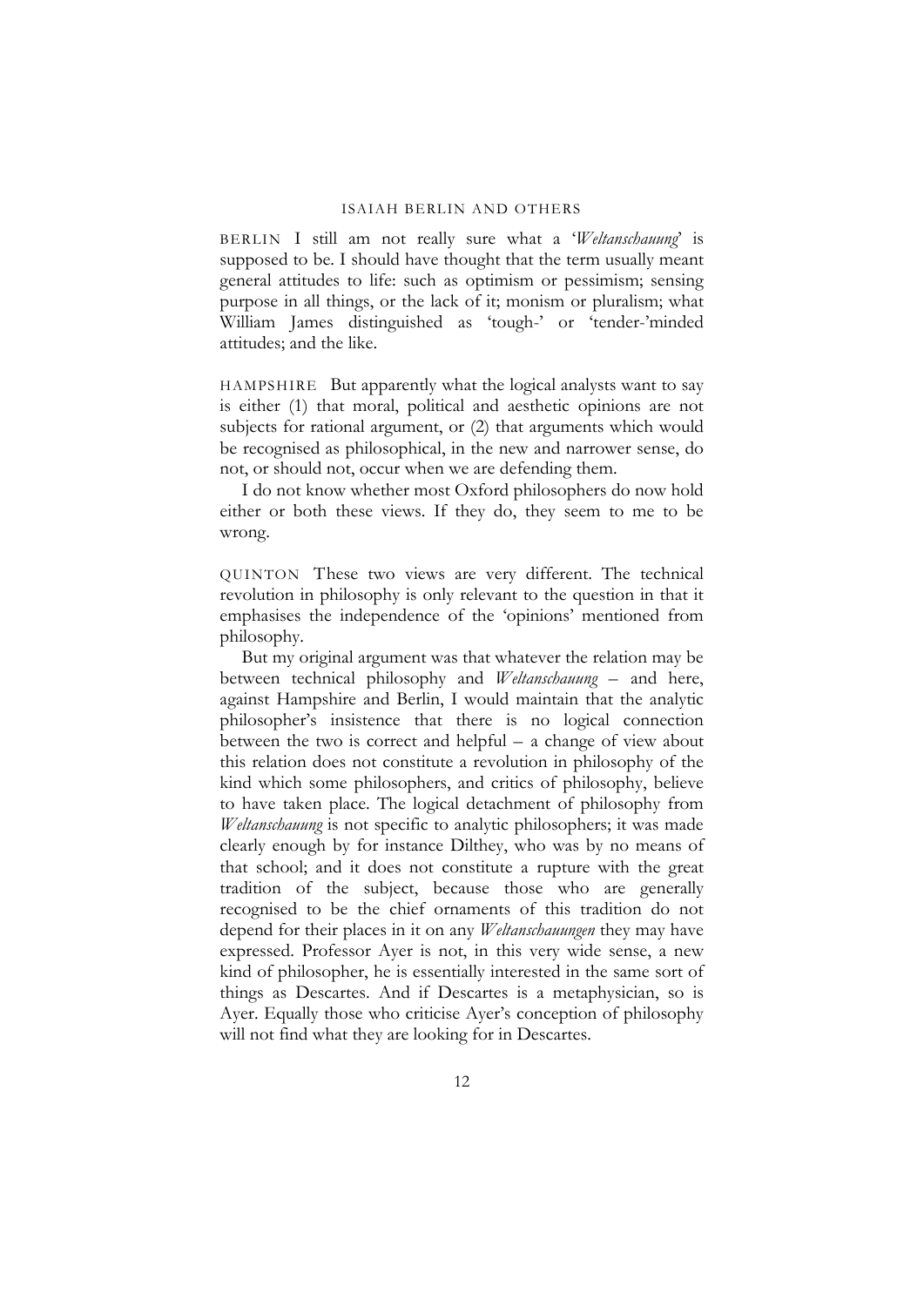BERLIN I still am not really sure what a '*Weltanschauung*' is supposed to be. I should have thought that the term usually meant general attitudes to life: such as optimism or pessimism; sensing purpose in all things, or the lack of it; monism or pluralism; what William James distinguished as 'tough-' or 'tender-'minded attitudes; and the like.

HAMPSHIRE But apparently what the logical analysts want to say is either (1) that moral, political and aesthetic opinions are not subjects for rational argument, or (2) that arguments which would be recognised as philosophical, in the new and narrower sense, do not, or should not, occur when we are defending them.

I do not know whether most Oxford philosophers do now hold either or both these views. If they do, they seem to me to be wrong.

QUINTON These two views are very different. The technical revolution in philosophy is only relevant to the question in that it emphasises the independence of the 'opinions' mentioned from philosophy.

But my original argument was that whatever the relation may be between technical philosophy and *Weltanschauung* – and here, against Hampshire and Berlin, I would maintain that the analytic philosopher's insistence that there is no logical connection between the two is correct and helpful – a change of view about this relation does not constitute a revolution in philosophy of the kind which some philosophers, and critics of philosophy, believe to have taken place. The logical detachment of philosophy from *Weltanschauung* is not specific to analytic philosophers; it was made clearly enough by for instance Dilthey, who was by no means of that school; and it does not constitute a rupture with the great tradition of the subject, because those who are generally recognised to be the chief ornaments of this tradition do not depend for their places in it on any *Weltanschauungen* they may have expressed. Professor Ayer is not, in this very wide sense, a new kind of philosopher, he is essentially interested in the same sort of things as Descartes. And if Descartes is a metaphysician, so is Ayer. Equally those who criticise Ayer's conception of philosophy will not find what they are looking for in Descartes.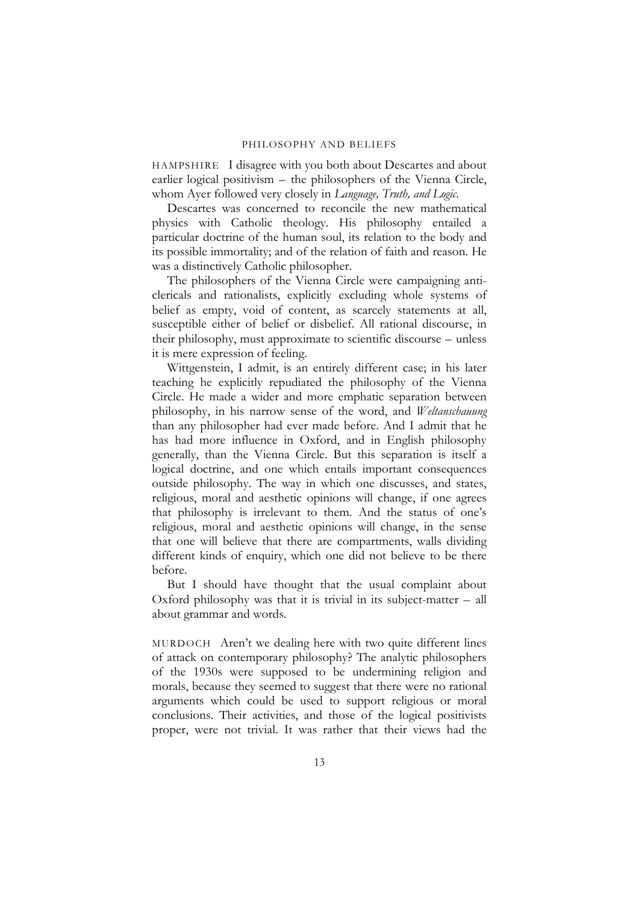HAMPSHIRE I disagree with you both about Descartes and about earlier logical positivism – the philosophers of the Vienna Circle, whom Ayer followed very closely in *Language, Truth, and Logic*.

Descartes was concerned to reconcile the new mathematical physics with Catholic theology. His philosophy entailed a particular doctrine of the human soul, its relation to the body and its possible immortality; and of the relation of faith and reason. He was a distinctively Catholic philosopher.

The philosophers of the Vienna Circle were campaigning anti-clericals and rationalists, explicitly excluding whole systems of belief as empty, void of content, as scarcely statements at all, susceptible either of belief or disbelief. All rational discourse, in their philosophy, must approximate to scientific discourse – unless it is mere expression of feeling.

Wittgenstein, I admit, is an entirely different case; in his later teaching he explicitly repudiated the philosophy of the Vienna Circle. He made a wider and more emphatic separation between philosophy, in his narrow sense of the word, and *Weltanschauung* than any philosopher had ever made before. And I admit that he has had more influence in Oxford, and in English philosophy generally, than the Vienna Circle. But this separation is itself a logical doctrine, and one which entails important consequences outside philosophy. The way in which one discusses, and states, religious, moral and aesthetic opinions will change, if one agrees that philosophy is irrelevant to them. And the status of one's religious, moral and aesthetic opinions will change, in the sense that one will believe that there are compartments, walls dividing different kinds of enquiry, which one did not believe to be there before.

But I should have thought that the usual complaint about Oxford philosophy was that it is trivial in its subject-matter – all about grammar and words.

MURDOCH Aren't we dealing here with two quite different lines of attack on contemporary philosophy? The analytic philosophers of the 1930s were supposed to be undermining religion and morals, because they seemed to suggest that there were no rational arguments which could be used to support religious or moral conclusions. Their activities, and those of the logical positivists proper, were not trivial. It was rather that their views had the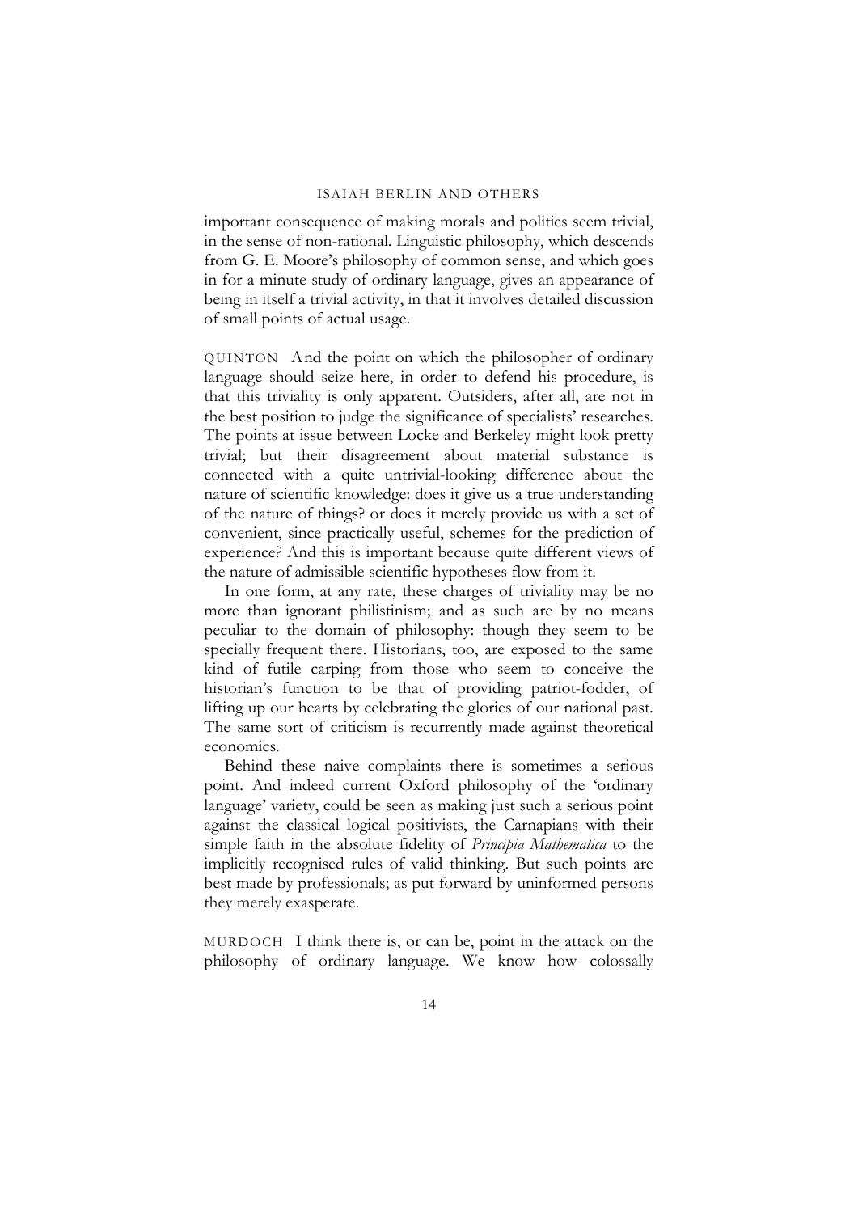important consequence of making morals and politics seem trivial, in the sense of non-rational. Linguistic philosophy, which descends from G. E. Moore's philosophy of common sense, and which goes in for a minute study of ordinary language, gives an appearance of being in itself a trivial activity, in that it involves detailed discussion of small points of actual usage.

QUINTON And the point on which the philosopher of ordinary language should seize here, in order to defend his procedure, is that this triviality is only apparent. Outsiders, after all, are not in the best position to judge the significance of specialists' researches. The points at issue between Locke and Berkeley might look pretty trivial; but their disagreement about material substance is connected with a quite untrivial-looking difference about the nature of scientific knowledge: does it give us a true understanding of the nature of things? or does it merely provide us with a set of convenient, since practically useful, schemes for the prediction of experience? And this is important because quite different views of the nature of admissible scientific hypotheses flow from it.

In one form, at any rate, these charges of triviality may be no more than ignorant philistinism; and as such are by no means peculiar to the domain of philosophy: though they seem to be specially frequent there. Historians, too, are exposed to the same kind of futile carping from those who seem to conceive the historian's function to be that of providing patriot-fodder, of lifting up our hearts by celebrating the glories of our national past. The same sort of criticism is recurrently made against theoretical economics.

Behind these naive complaints there is sometimes a serious point. And indeed current Oxford philosophy of the 'ordinary language' variety, could be seen as making just such a serious point against the classical logical positivists, the Carnapians with their simple faith in the absolute fidelity of *Principia Mathematica* to the implicitly recognised rules of valid thinking. But such points are best made by professionals; as put forward by uninformed persons they merely exasperate.

MURDOCH I think there is, or can be, point in the attack on the philosophy of ordinary language. We know how colossally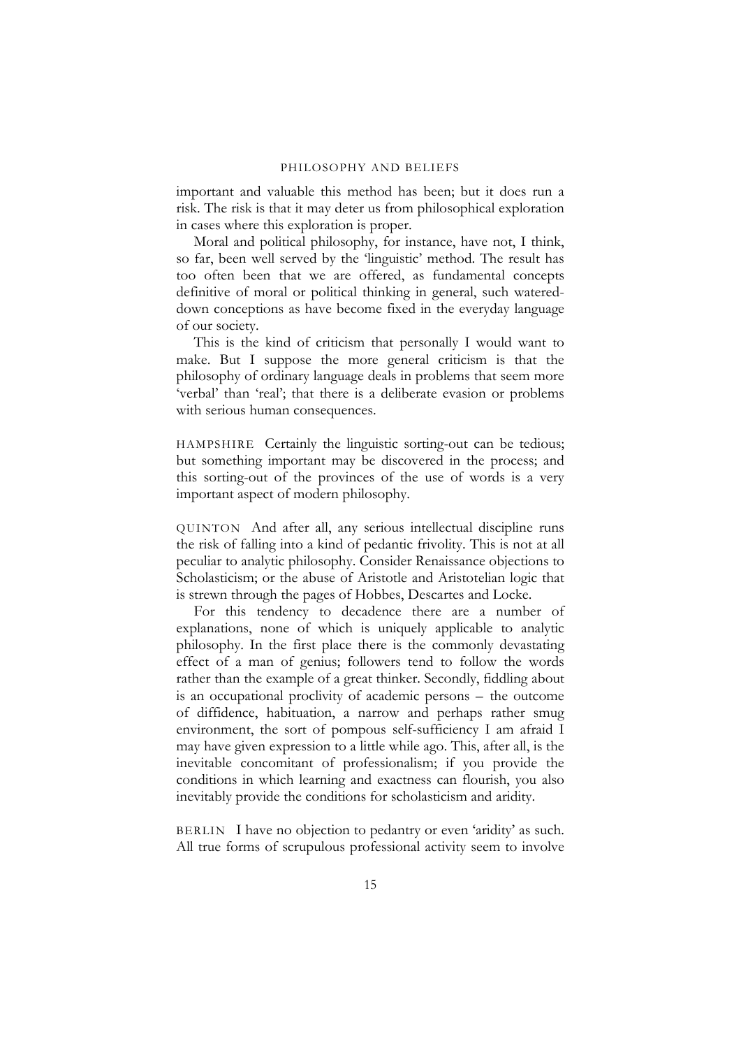important and valuable this method has been; but it does run a risk. The risk is that it may deter us from philosophical exploration in cases where this exploration is proper.

Moral and political philosophy, for instance, have not, I think, so far, been well served by the 'linguistic' method. The result has too often been that we are offered, as fundamental concepts definitive of moral or political thinking in general, such watered-down conceptions as have become fixed in the everyday language of our society.

This is the kind of criticism that personally I would want to make. But I suppose the more general criticism is that the philosophy of ordinary language deals in problems that seem more 'verbal' than 'real'; that there is a deliberate evasion or problems with serious human consequences.

HAMPSHIRE Certainly the linguistic sorting-out can be tedious; but something important may be discovered in the process; and this sorting-out of the provinces of the use of words is a very important aspect of modern philosophy.

QUINTON And after all, any serious intellectual discipline runs the risk of falling into a kind of pedantic frivolity. This is not at all peculiar to analytic philosophy. Consider Renaissance objections to Scholasticism; or the abuse of Aristotle and Aristotelian logic that is strewn through the pages of Hobbes, Descartes and Locke.

For this tendency to decadence there are a number of explanations, none of which is uniquely applicable to analytic philosophy. In the first place there is the commonly devastating effect of a man of genius; followers tend to follow the words rather than the example of a great thinker. Secondly, fiddling about is an occupational proclivity of academic persons – the outcome of diffidence, habituation, a narrow and perhaps rather smug environment, the sort of pompous self-sufficiency I am afraid I may have given expression to a little while ago. This, after all, is the inevitable concomitant of professionalism; if you provide the conditions in which learning and exactness can flourish, you also inevitably provide the conditions for scholasticism and aridity.

BERLIN I have no objection to pedantry or even 'aridity' as such. All true forms of scrupulous professional activity seem to involve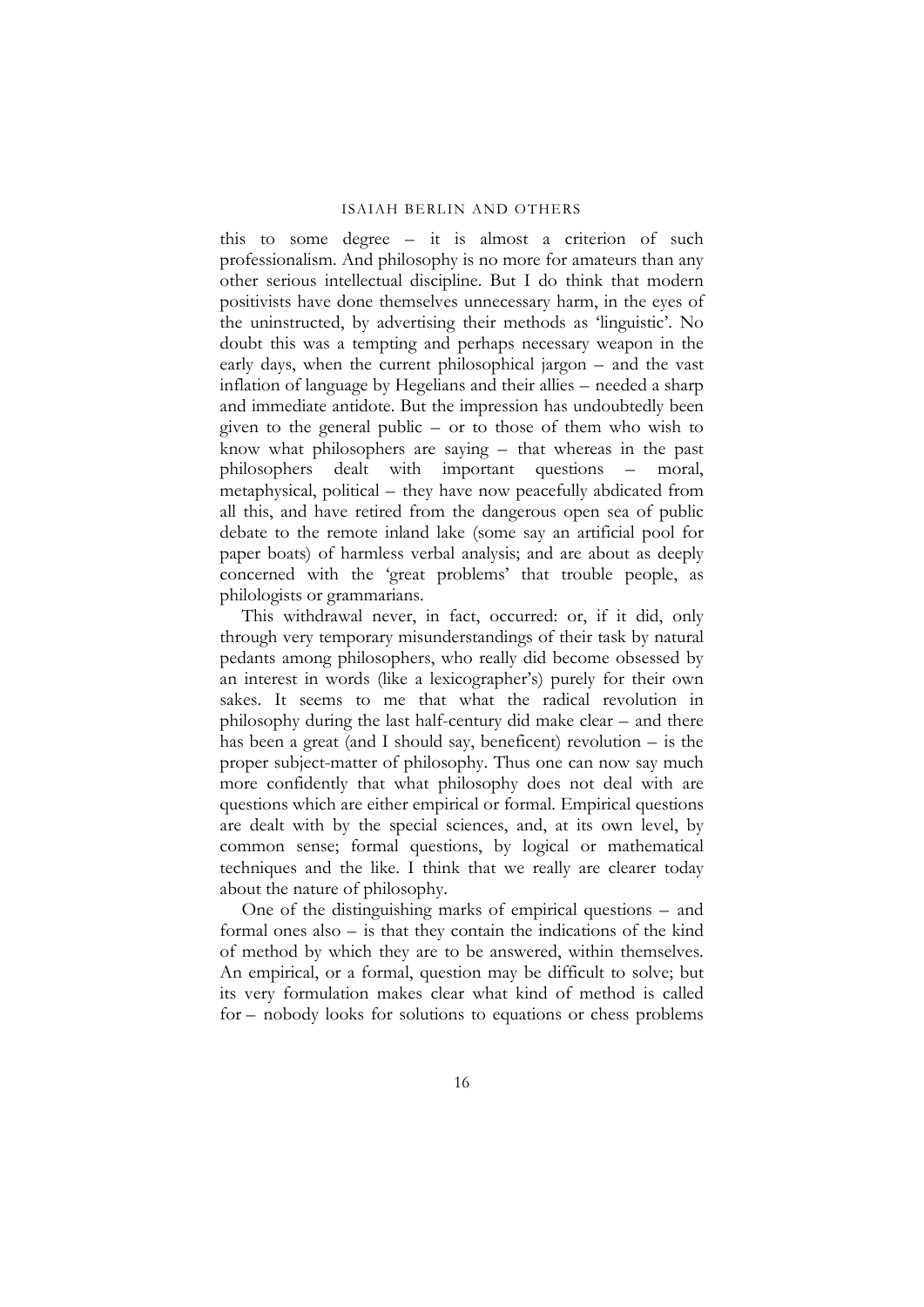this to some degree – it is almost a criterion of such professionalism. And philosophy is no more for amateurs than any other serious intellectual discipline. But I do think that modern positivists have done themselves unnecessary harm, in the eyes of the uninstructed, by advertising their methods as 'linguistic'. No doubt this was a tempting and perhaps necessary weapon in the early days, when the current philosophical jargon – and the vast inflation of language by Hegelians and their allies – needed a sharp and immediate antidote. But the impression has undoubtedly been given to the general public – or to those of them who wish to know what philosophers are saying – that whereas in the past philosophers dealt with important questions – moral, metaphysical, political – they have now peacefully abdicated from all this, and have retired from the dangerous open sea of public debate to the remote inland lake (some say an artificial pool for paper boats) of harmless verbal analysis; and are about as deeply concerned with the 'great problems' that trouble people, as philologists or grammarians.

This withdrawal never, in fact, occurred: or, if it did, only through very temporary misunderstandings of their task by natural pedants among philosophers, who really did become obsessed by an interest in words (like a lexicographer's) purely for their own sakes. It seems to me that what the radical revolution in philosophy during the last half-century did make clear – and there has been a great (and I should say, beneficent) revolution – is the proper subject-matter of philosophy. Thus one can now say much more confidently that what philosophy does not deal with are questions which are either empirical or formal. Empirical questions are dealt with by the special sciences, and, at its own level, by common sense; formal questions, by logical or mathematical techniques and the like. I think that we really are clearer today about the nature of philosophy.

One of the distinguishing marks of empirical questions – and formal ones also – is that they contain the indications of the kind of method by which they are to be answered, within themselves. An empirical, or a formal, question may be difficult to solve; but its very formulation makes clear what kind of method is called for – nobody looks for solutions to equations or chess problems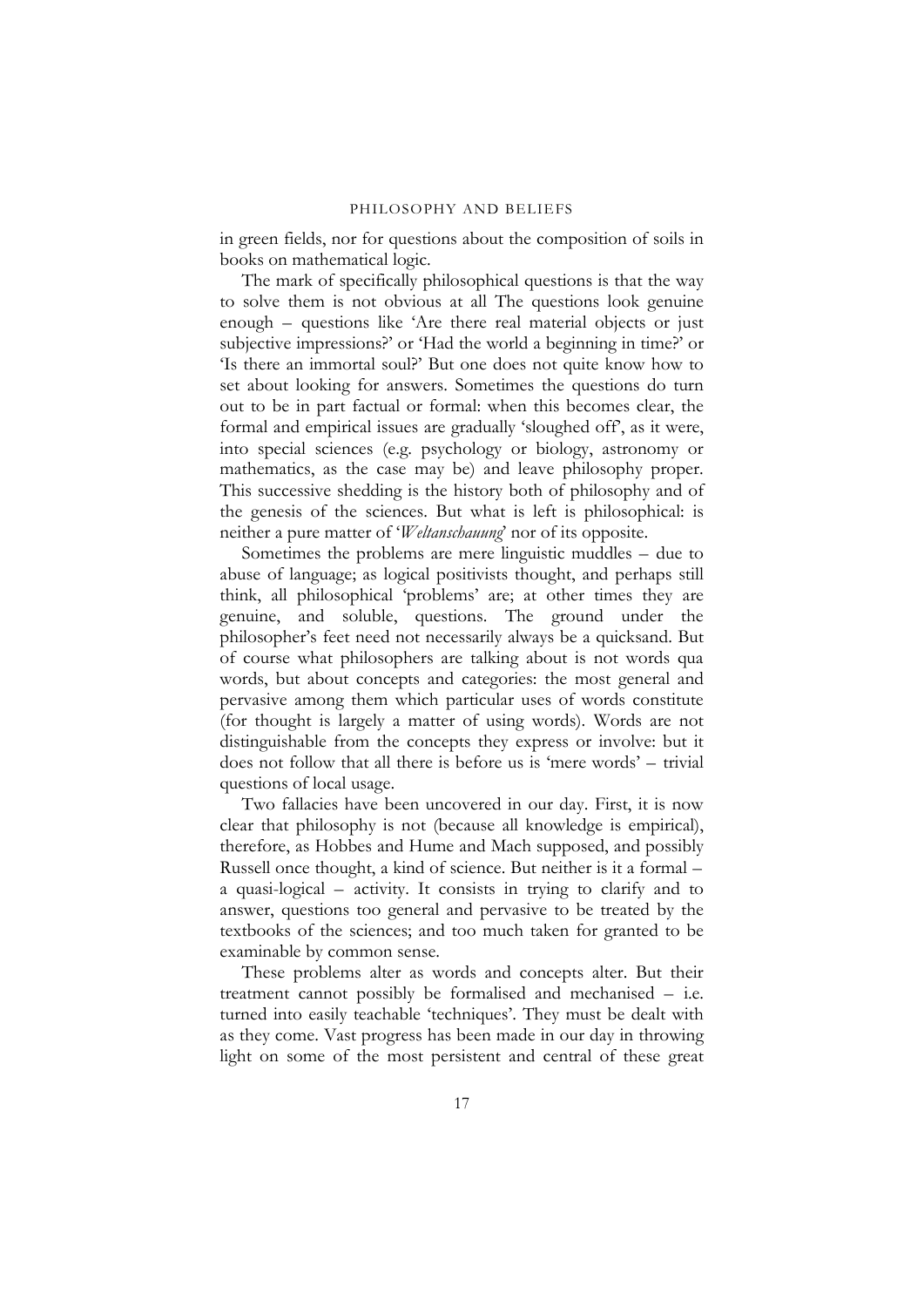in green fields, nor for questions about the composition of soils in books on mathematical logic.

The mark of specifically philosophical questions is that the way to solve them is not obvious at all The questions look genuine enough – questions like 'Are there real material objects or just subjective impressions?' or 'Had the world a beginning in time?' or 'Is there an immortal soul?' But one does not quite know how to set about looking for answers. Sometimes the questions do turn out to be in part factual or formal: when this becomes clear, the formal and empirical issues are gradually 'sloughed off', as it were, into special sciences (e.g. psychology or biology, astronomy or mathematics, as the case may be) and leave philosophy proper. This successive shedding is the history both of philosophy and of the genesis of the sciences. But what is left is philosophical: is neither a pure matter of '*Weltanschauung*' nor of its opposite.

Sometimes the problems are mere linguistic muddles – due to abuse of language; as logical positivists thought, and perhaps still think, all philosophical 'problems' are; at other times they are genuine, and soluble, questions. The ground under the philosopher's feet need not necessarily always be a quicksand. But of course what philosophers are talking about is not words qua words, but about concepts and categories: the most general and pervasive among them which particular uses of words constitute (for thought is largely a matter of using words). Words are not distinguishable from the concepts they express or involve: but it does not follow that all there is before us is 'mere words' – trivial questions of local usage.

Two fallacies have been uncovered in our day. First, it is now clear that philosophy is not (because all knowledge is empirical), therefore, as Hobbes and Hume and Mach supposed, and possibly Russell once thought, a kind of science. But neither is it a formal – a quasi-logical – activity. It consists in trying to clarify and to answer, questions too general and pervasive to be treated by the textbooks of the sciences; and too much taken for granted to be examinable by common sense.

These problems alter as words and concepts alter. But their treatment cannot possibly be formalised and mechanised – i.e. turned into easily teachable 'techniques'. They must be dealt with as they come. Vast progress has been made in our day in throwing light on some of the most persistent and central of these great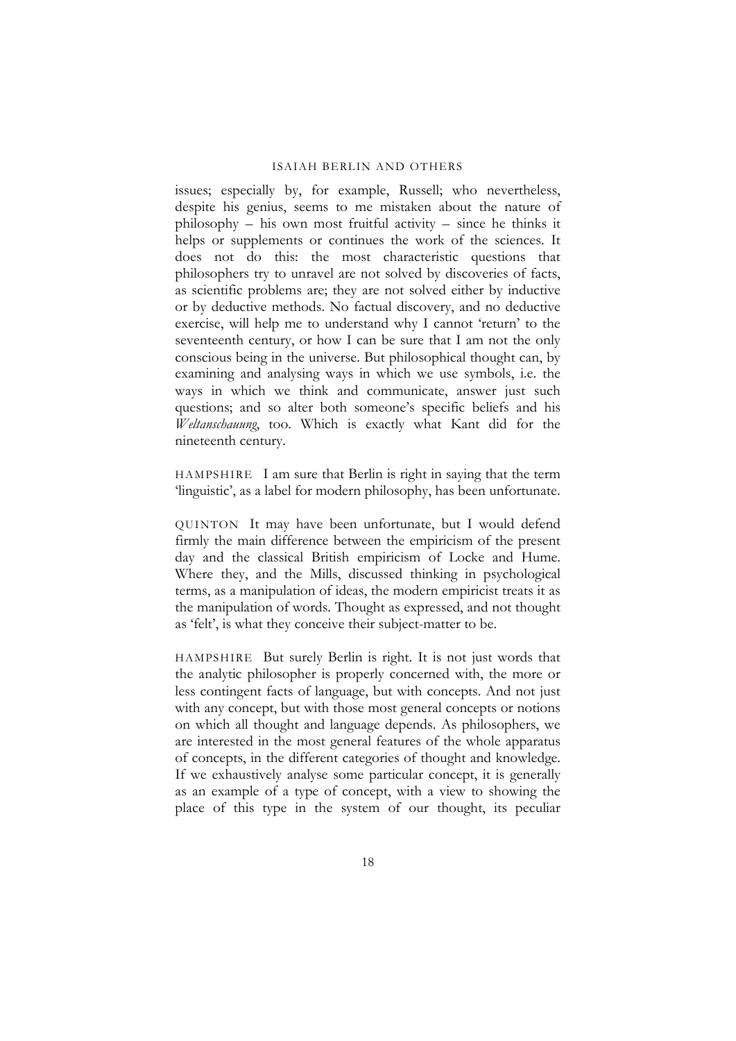issues; especially by, for example, Russell; who nevertheless, despite his genius, seems to me mistaken about the nature of philosophy – his own most fruitful activity – since he thinks it helps or supplements or continues the work of the sciences. It does not do this: the most characteristic questions that philosophers try to unravel are not solved by discoveries of facts, as scientific problems are; they are not solved either by inductive or by deductive methods. No factual discovery, and no deductive exercise, will help me to understand why I cannot 'return' to the seventeenth century, or how I can be sure that I am not the only conscious being in the universe. But philosophical thought can, by examining and analysing ways in which we use symbols, i.e. the ways in which we think and communicate, answer just such questions; and so alter both someone's specific beliefs and his *Weltanschauung*, too. Which is exactly what Kant did for the nineteenth century.

HAMPSHIRE I am sure that Berlin is right in saying that the term 'linguistic', as a label for modern philosophy, has been unfortunate.

QUINTON It may have been unfortunate, but I would defend firmly the main difference between the empiricism of the present day and the classical British empiricism of Locke and Hume. Where they, and the Mills, discussed thinking in psychological terms, as a manipulation of ideas, the modern empiricist treats it as the manipulation of words. Thought as expressed, and not thought as 'felt', is what they conceive their subject-matter to be.

HAMPSHIRE But surely Berlin is right. It is not just words that the analytic philosopher is properly concerned with, the more or less contingent facts of language, but with concepts. And not just with any concept, but with those most general concepts or notions on which all thought and language depends. As philosophers, we are interested in the most general features of the whole apparatus of concepts, in the different categories of thought and knowledge. If we exhaustively analyse some particular concept, it is generally as an example of a type of concept, with a view to showing the place of this type in the system of our thought, its peculiar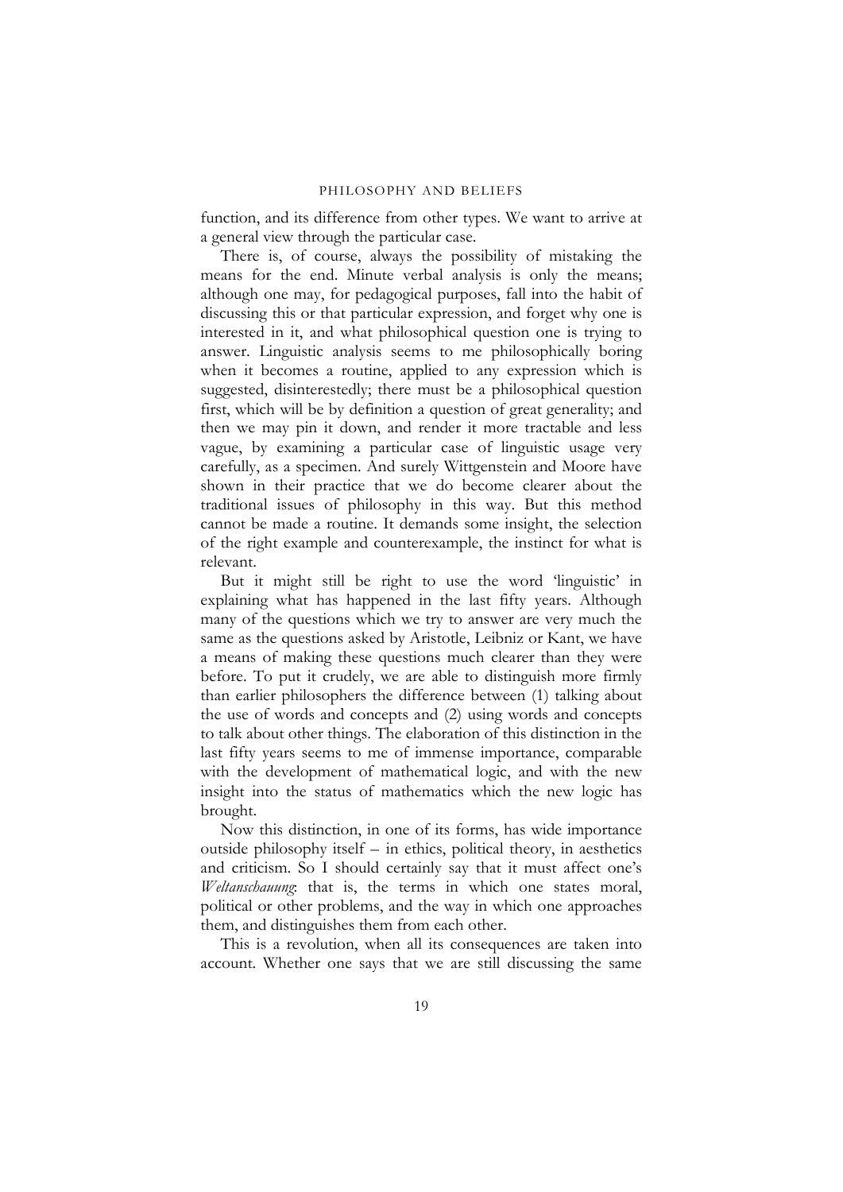function, and its difference from other types. We want to arrive at a general view through the particular case.

There is, of course, always the possibility of mistaking the means for the end. Minute verbal analysis is only the means; although one may, for pedagogical purposes, fall into the habit of discussing this or that particular expression, and forget why one is interested in it, and what philosophical question one is trying to answer. Linguistic analysis seems to me philosophically boring when it becomes a routine, applied to any expression which is suggested, disinterestedly; there must be a philosophical question first, which will be by definition a question of great generality; and then we may pin it down, and render it more tractable and less vague, by examining a particular case of linguistic usage very carefully, as a specimen. And surely Wittgenstein and Moore have shown in their practice that we do become clearer about the traditional issues of philosophy in this way. But this method cannot be made a routine. It demands some insight, the selection of the right example and counterexample, the instinct for what is relevant.

But it might still be right to use the word 'linguistic' in explaining what has happened in the last fifty years. Although many of the questions which we try to answer are very much the same as the questions asked by Aristotle, Leibniz or Kant, we have a means of making these questions much clearer than they were before. To put it crudely, we are able to distinguish more firmly than earlier philosophers the difference between (1) talking about the use of words and concepts and (2) using words and concepts to talk about other things. The elaboration of this distinction in the last fifty years seems to me of immense importance, comparable with the development of mathematical logic, and with the new insight into the status of mathematics which the new logic has brought.

Now this distinction, in one of its forms, has wide importance outside philosophy itself – in ethics, political theory, in aesthetics and criticism. So I should certainly say that it must affect one's *Weltanschauung*: that is, the terms in which one states moral, political or other problems, and the way in which one approaches them, and distinguishes them from each other.

This is a revolution, when all its consequences are taken into account. Whether one says that we are still discussing the same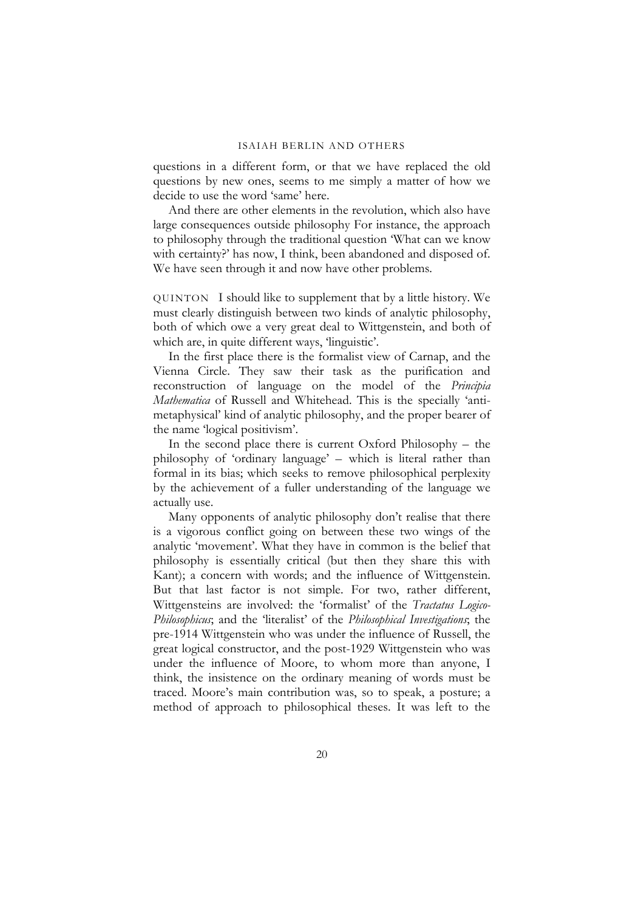questions in a different form, or that we have replaced the old questions by new ones, seems to me simply a matter of how we decide to use the word 'same' here.

And there are other elements in the revolution, which also have large consequences outside philosophy For instance, the approach to philosophy through the traditional question 'What can we know with certainty?' has now, I think, been abandoned and disposed of. We have seen through it and now have other problems.

QUINTON I should like to supplement that by a little history. We must clearly distinguish between two kinds of analytic philosophy, both of which owe a very great deal to Wittgenstein, and both of which are, in quite different ways, 'linguistic'.

In the first place there is the formalist view of Carnap, and the Vienna Circle. They saw their task as the purification and reconstruction of language on the model of the *Principia Mathematica* of Russell and Whitehead. This is the specially 'anti-metaphysical' kind of analytic philosophy, and the proper bearer of the name 'logical positivism'.

In the second place there is current Oxford Philosophy – the philosophy of 'ordinary language' – which is literal rather than formal in its bias; which seeks to remove philosophical perplexity by the achievement of a fuller understanding of the language we actually use.

Many opponents of analytic philosophy don't realise that there is a vigorous conflict going on between these two wings of the analytic 'movement'. What they have in common is the belief that philosophy is essentially critical (but then they share this with Kant); a concern with words; and the influence of Wittgenstein. But that last factor is not simple. For two, rather different, Wittgensteins are involved: the 'formalist' of the *Tractatus Logico-Philosophicus*; and the 'literalist' of the *Philosophical Investigations*; the pre-1914 Wittgenstein who was under the influence of Russell, the great logical constructor, and the post-1929 Wittgenstein who was under the influence of Moore, to whom more than anyone, I think, the insistence on the ordinary meaning of words must be traced. Moore's main contribution was, so to speak, a posture; a method of approach to philosophical theses. It was left to the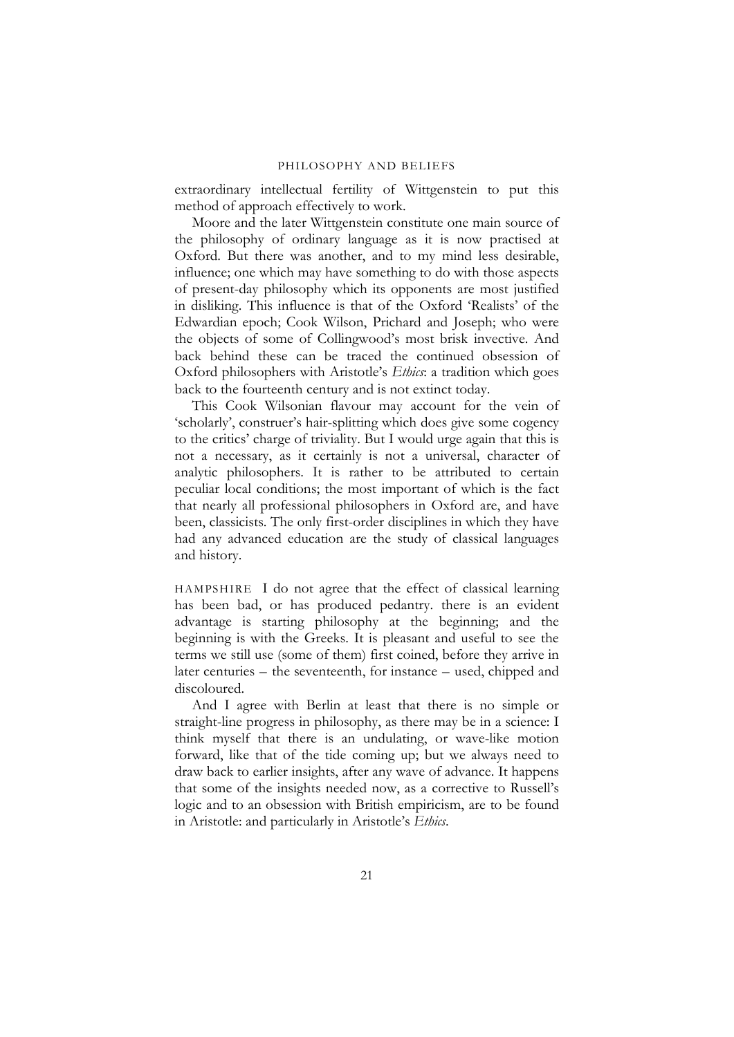extraordinary intellectual fertility of Wittgenstein to put this method of approach effectively to work.

Moore and the later Wittgenstein constitute one main source of the philosophy of ordinary language as it is now practised at Oxford. But there was another, and to my mind less desirable, influence; one which may have something to do with those aspects of present-day philosophy which its opponents are most justified in disliking. This influence is that of the Oxford 'Realists' of the Edwardian epoch; Cook Wilson, Prichard and Joseph; who were the objects of some of Collingwood's most brisk invective. And back behind these can be traced the continued obsession of Oxford philosophers with Aristotle's *Ethics*: a tradition which goes back to the fourteenth century and is not extinct today.

This Cook Wilsonian flavour may account for the vein of 'scholarly', construer's hair-splitting which does give some cogency to the critics' charge of triviality. But I would urge again that this is not a necessary, as it certainly is not a universal, character of analytic philosophers. It is rather to be attributed to certain peculiar local conditions; the most important of which is the fact that nearly all professional philosophers in Oxford are, and have been, classicists. The only first-order disciplines in which they have had any advanced education are the study of classical languages and history.

HAMPSHIRE I do not agree that the effect of classical learning has been bad, or has produced pedantry. there is an evident advantage is starting philosophy at the beginning; and the beginning is with the Greeks. It is pleasant and useful to see the terms we still use (some of them) first coined, before they arrive in later centuries – the seventeenth, for instance – used, chipped and discoloured.

And I agree with Berlin at least that there is no simple or straight-line progress in philosophy, as there may be in a science: I think myself that there is an undulating, or wave-like motion forward, like that of the tide coming up; but we always need to draw back to earlier insights, after any wave of advance. It happens that some of the insights needed now, as a corrective to Russell's logic and to an obsession with British empiricism, are to be found in Aristotle: and particularly in Aristotle's *Ethics*.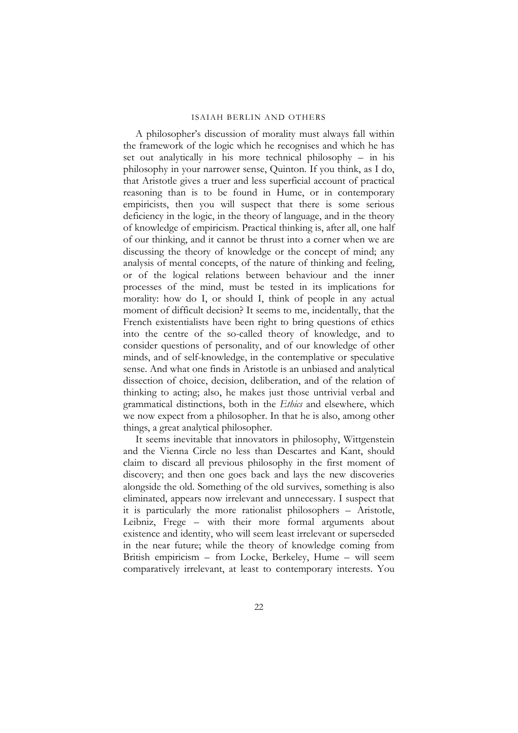A philosopher's discussion of morality must always fall within the framework of the logic which he recognises and which he has set out analytically in his more technical philosophy – in his philosophy in your narrower sense, Quinton. If you think, as I do, that Aristotle gives a truer and less superficial account of practical reasoning than is to be found in Hume, or in contemporary empiricists, then you will suspect that there is some serious deficiency in the logic, in the theory of language, and in the theory of knowledge of empiricism. Practical thinking is, after all, one half of our thinking, and it cannot be thrust into a corner when we are discussing the theory of knowledge or the concept of mind; any analysis of mental concepts, of the nature of thinking and feeling, or of the logical relations between behaviour and the inner processes of the mind, must be tested in its implications for morality: how do I, or should I, think of people in any actual moment of difficult decision? It seems to me, incidentally, that the French existentialists have been right to bring questions of ethics into the centre of the so-called theory of knowledge, and to consider questions of personality, and of our knowledge of other minds, and of self-knowledge, in the contemplative or speculative sense. And what one finds in Aristotle is an unbiased and analytical dissection of choice, decision, deliberation, and of the relation of thinking to acting; also, he makes just those untrivial verbal and grammatical distinctions, both in the *Ethics* and elsewhere, which we now expect from a philosopher. In that he is also, among other things, a great analytical philosopher.

It seems inevitable that innovators in philosophy, Wittgenstein and the Vienna Circle no less than Descartes and Kant, should claim to discard all previous philosophy in the first moment of discovery; and then one goes back and lays the new discoveries alongside the old. Something of the old survives, something is also eliminated, appears now irrelevant and unnecessary. I suspect that it is particularly the more rationalist philosophers – Aristotle, Leibniz, Frege – with their more formal arguments about existence and identity, who will seem least irrelevant or superseded in the near future; while the theory of knowledge coming from British empiricism – from Locke, Berkeley, Hume – will seem comparatively irrelevant, at least to contemporary interests. You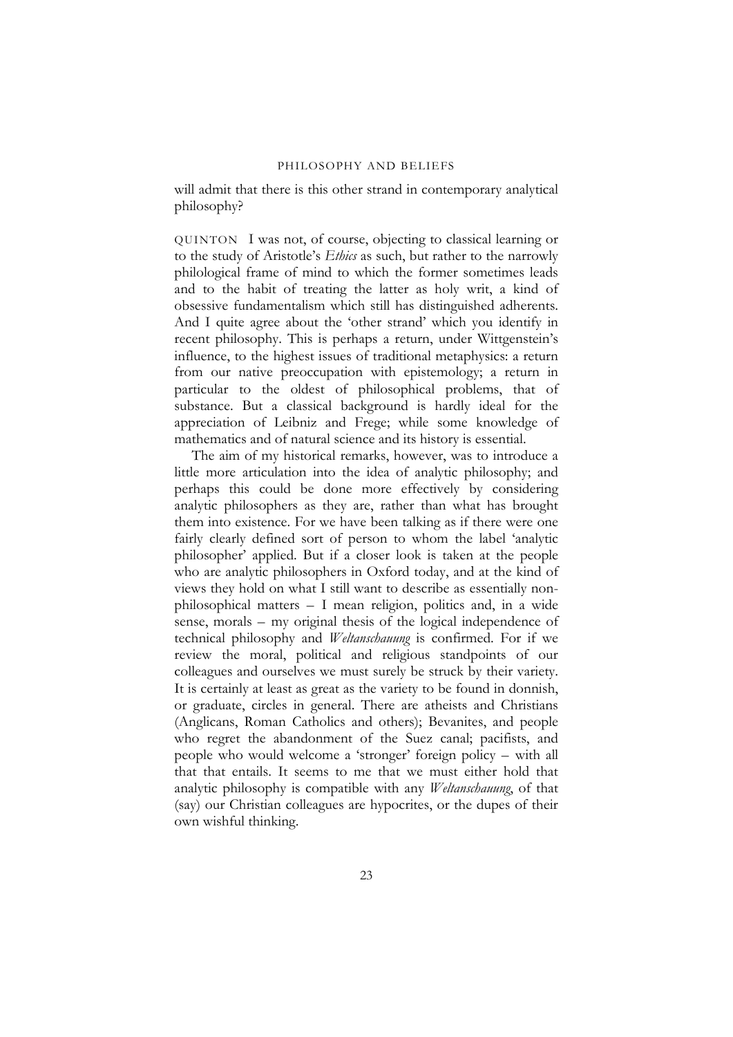will admit that there is this other strand in contemporary analytical philosophy?

QUINTON I was not, of course, objecting to classical learning or to the study of Aristotle's *Ethics* as such, but rather to the narrowly philological frame of mind to which the former sometimes leads and to the habit of treating the latter as holy writ, a kind of obsessive fundamentalism which still has distinguished adherents. And I quite agree about the 'other strand' which you identify in recent philosophy. This is perhaps a return, under Wittgenstein's influence, to the highest issues of traditional metaphysics: a return from our native preoccupation with epistemology; a return in particular to the oldest of philosophical problems, that of substance. But a classical background is hardly ideal for the appreciation of Leibniz and Frege; while some knowledge of mathematics and of natural science and its history is essential.

The aim of my historical remarks, however, was to introduce a little more articulation into the idea of analytic philosophy; and perhaps this could be done more effectively by considering analytic philosophers as they are, rather than what has brought them into existence. For we have been talking as if there were one fairly clearly defined sort of person to whom the label 'analytic philosopher' applied. But if a closer look is taken at the people who are analytic philosophers in Oxford today, and at the kind of views they hold on what I still want to describe as essentially non-philosophical matters – I mean religion, politics and, in a wide sense, morals – my original thesis of the logical independence of technical philosophy and *Weltanschauung* is confirmed. For if we review the moral, political and religious standpoints of our colleagues and ourselves we must surely be struck by their variety. It is certainly at least as great as the variety to be found in donnish, or graduate, circles in general. There are atheists and Christians (Anglicans, Roman Catholics and others); Bevanites, and people who regret the abandonment of the Suez canal; pacifists, and people who would welcome a 'stronger' foreign policy – with all that that entails. It seems to me that we must either hold that analytic philosophy is compatible with any *Weltanschauung*, of that (say) our Christian colleagues are hypocrites, or the dupes of their own wishful thinking.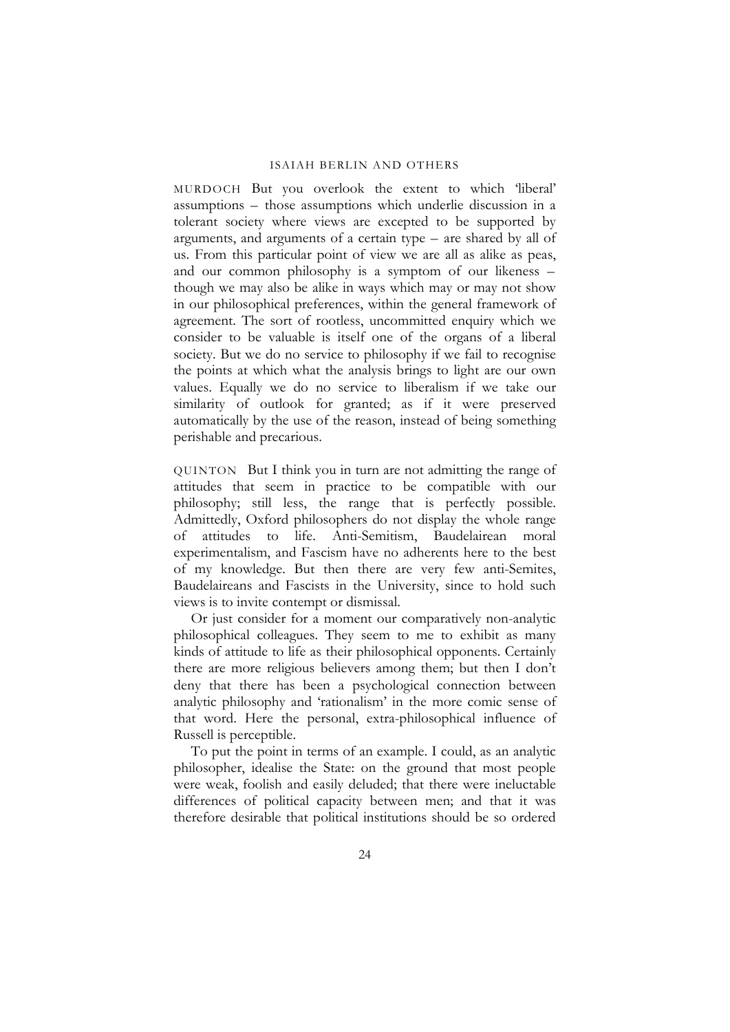MURDOCH But you overlook the extent to which 'liberal' assumptions – those assumptions which underlie discussion in a tolerant society where views are excepted to be supported by arguments, and arguments of a certain type – are shared by all of us. From this particular point of view we are all as alike as peas, and our common philosophy is a symptom of our likeness – though we may also be alike in ways which may or may not show in our philosophical preferences, within the general framework of agreement. The sort of rootless, uncommitted enquiry which we consider to be valuable is itself one of the organs of a liberal society. But we do no service to philosophy if we fail to recognise the points at which what the analysis brings to light are our own values. Equally we do no service to liberalism if we take our similarity of outlook for granted; as if it were preserved automatically by the use of the reason, instead of being something perishable and precarious.

QUINTON But I think you in turn are not admitting the range of attitudes that seem in practice to be compatible with our philosophy; still less, the range that is perfectly possible. Admittedly, Oxford philosophers do not display the whole range of attitudes to life. Anti-Semitism, Baudelairean moral experimentalism, and Fascism have no adherents here to the best of my knowledge. But then there are very few anti-Semites, Baudelaireans and Fascists in the University, since to hold such views is to invite contempt or dismissal.

Or just consider for a moment our comparatively non-analytic philosophical colleagues. They seem to me to exhibit as many kinds of attitude to life as their philosophical opponents. Certainly there are more religious believers among them; but then I don't deny that there has been a psychological connection between analytic philosophy and 'rationalism' in the more comic sense of that word. Here the personal, extra-philosophical influence of Russell is perceptible.

To put the point in terms of an example. I could, as an analytic philosopher, idealise the State: on the ground that most people were weak, foolish and easily deluded; that there were ineluctable differences of political capacity between men; and that it was therefore desirable that political institutions should be so ordered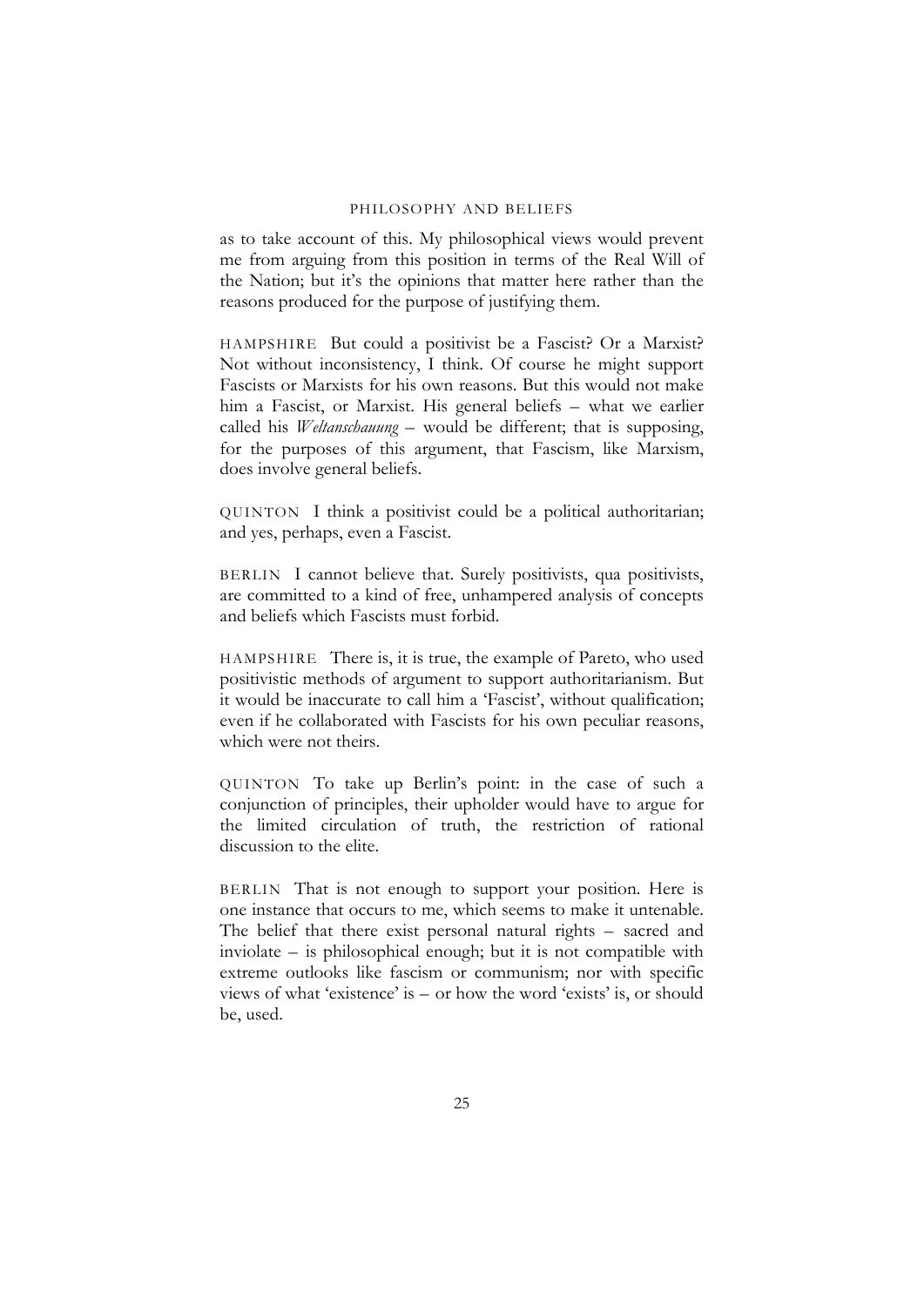as to take account of this. My philosophical views would prevent me from arguing from this position in terms of the Real Will of the Nation; but it's the opinions that matter here rather than the reasons produced for the purpose of justifying them.

HAMPSHIRE But could a positivist be a Fascist? Or a Marxist? Not without inconsistency, I think. Of course he might support Fascists or Marxists for his own reasons. But this would not make him a Fascist, or Marxist. His general beliefs – what we earlier called his *Weltanschauung* – would be different; that is supposing, for the purposes of this argument, that Fascism, like Marxism, does involve general beliefs.

QUINTON I think a positivist could be a political authoritarian; and yes, perhaps, even a Fascist.

BERLIN I cannot believe that. Surely positivists, qua positivists, are committed to a kind of free, unhampered analysis of concepts and beliefs which Fascists must forbid.

HAMPSHIRE There is, it is true, the example of Pareto, who used positivistic methods of argument to support authoritarianism. But it would be inaccurate to call him a 'Fascist', without qualification; even if he collaborated with Fascists for his own peculiar reasons, which were not theirs.

QUINTON To take up Berlin's point: in the case of such a conjunction of principles, their upholder would have to argue for the limited circulation of truth, the restriction of rational discussion to the elite.

BERLIN That is not enough to support your position. Here is one instance that occurs to me, which seems to make it untenable. The belief that there exist personal natural rights – sacred and inviolate – is philosophical enough; but it is not compatible with extreme outlooks like fascism or communism; nor with specific views of what 'existence' is – or how the word 'exists' is, or should be, used.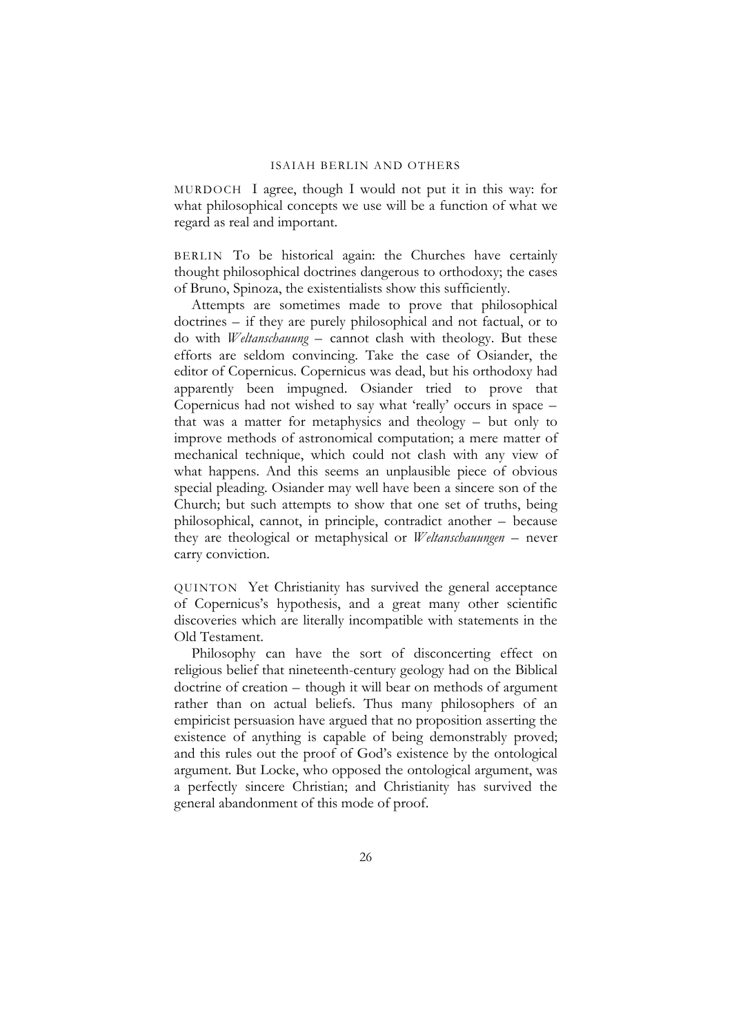MURDOCH I agree, though I would not put it in this way: for what philosophical concepts we use will be a function of what we regard as real and important.

BERLIN To be historical again: the Churches have certainly thought philosophical doctrines dangerous to orthodoxy; the cases of Bruno, Spinoza, the existentialists show this sufficiently.

Attempts are sometimes made to prove that philosophical doctrines – if they are purely philosophical and not factual, or to do with *Weltanschauung* – cannot clash with theology. But these efforts are seldom convincing. Take the case of Osiander, the editor of Copernicus. Copernicus was dead, but his orthodoxy had apparently been impugned. Osiander tried to prove that Copernicus had not wished to say what 'really' occurs in space – that was a matter for metaphysics and theology – but only to improve methods of astronomical computation; a mere matter of mechanical technique, which could not clash with any view of what happens. And this seems an unplausible piece of obvious special pleading. Osiander may well have been a sincere son of the Church; but such attempts to show that one set of truths, being philosophical, cannot, in principle, contradict another – because they are theological or metaphysical or *Weltanschauungen* – never carry conviction.

QUINTON Yet Christianity has survived the general acceptance of Copernicus's hypothesis, and a great many other scientific discoveries which are literally incompatible with statements in the Old Testament.

Philosophy can have the sort of disconcerting effect on religious belief that nineteenth-century geology had on the Biblical doctrine of creation – though it will bear on methods of argument rather than on actual beliefs. Thus many philosophers of an empiricist persuasion have argued that no proposition asserting the existence of anything is capable of being demonstrably proved; and this rules out the proof of God's existence by the ontological argument. But Locke, who opposed the ontological argument, was a perfectly sincere Christian; and Christianity has survived the general abandonment of this mode of proof.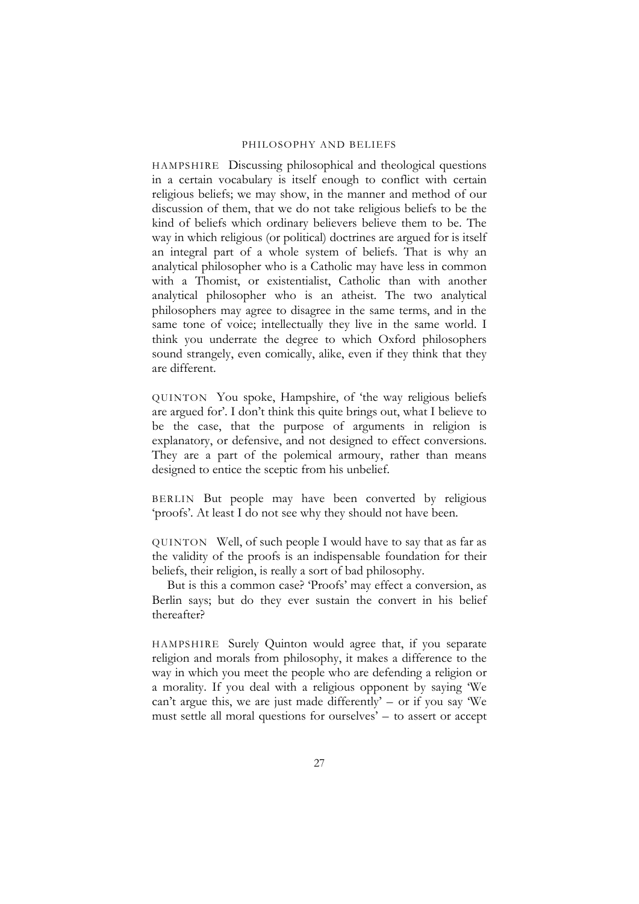HAMPSHIRE Discussing philosophical and theological questions in a certain vocabulary is itself enough to conflict with certain religious beliefs; we may show, in the manner and method of our discussion of them, that we do not take religious beliefs to be the kind of beliefs which ordinary believers believe them to be. The way in which religious (or political) doctrines are argued for is itself an integral part of a whole system of beliefs. That is why an analytical philosopher who is a Catholic may have less in common with a Thomist, or existentialist, Catholic than with another analytical philosopher who is an atheist. The two analytical philosophers may agree to disagree in the same terms, and in the same tone of voice; intellectually they live in the same world. I think you underrate the degree to which Oxford philosophers sound strangely, even comically, alike, even if they think that they are different.

QUINTON You spoke, Hampshire, of 'the way religious beliefs are argued for'. I don't think this quite brings out, what I believe to be the case, that the purpose of arguments in religion is explanatory, or defensive, and not designed to effect conversions. They are a part of the polemical armoury, rather than means designed to entice the sceptic from his unbelief.

BERLIN But people may have been converted by religious 'proofs'. At least I do not see why they should not have been.

QUINTON Well, of such people I would have to say that as far as the validity of the proofs is an indispensable foundation for their beliefs, their religion, is really a sort of bad philosophy.

But is this a common case? 'Proofs' may effect a conversion, as Berlin says; but do they ever sustain the convert in his belief thereafter?

HAMPSHIRE Surely Quinton would agree that, if you separate religion and morals from philosophy, it makes a difference to the way in which you meet the people who are defending a religion or a morality. If you deal with a religious opponent by saying 'We can't argue this, we are just made differently' – or if you say 'We must settle all moral questions for ourselves' – to assert or accept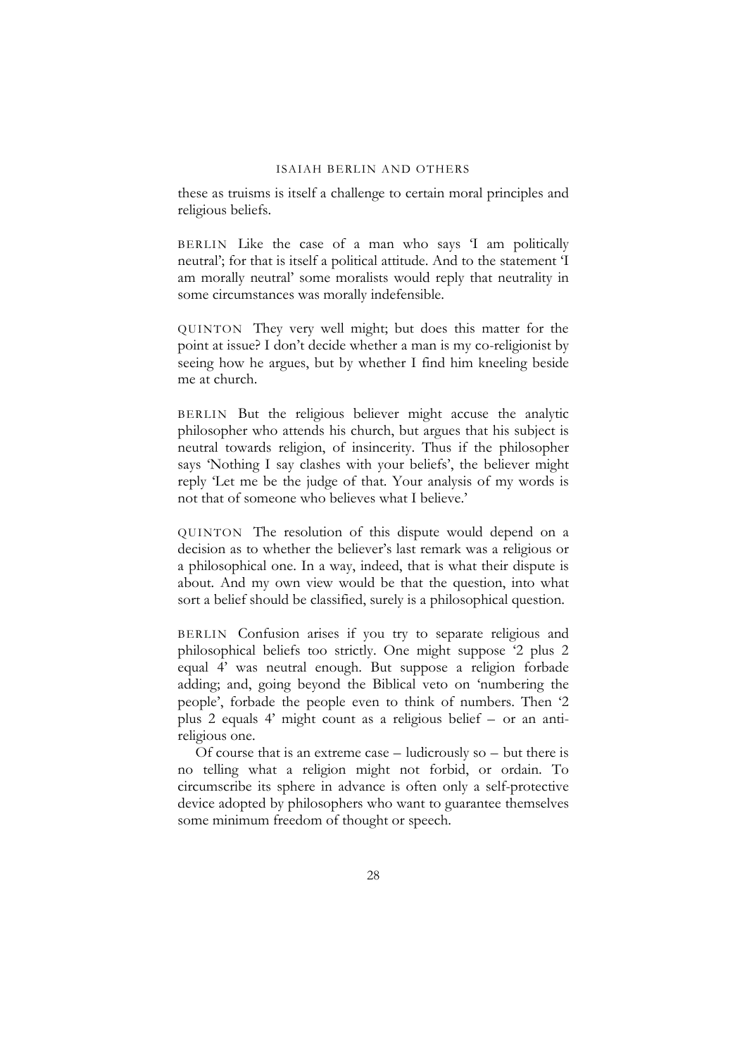these as truisms is itself a challenge to certain moral principles and religious beliefs.

BERLIN Like the case of a man who says 'I am politically neutral'; for that is itself a political attitude. And to the statement 'I am morally neutral' some moralists would reply that neutrality in some circumstances was morally indefensible.

QUINTON They very well might; but does this matter for the point at issue? I don't decide whether a man is my co-religionist by seeing how he argues, but by whether I find him kneeling beside me at church.

BERLIN But the religious believer might accuse the analytic philosopher who attends his church, but argues that his subject is neutral towards religion, of insincerity. Thus if the philosopher says 'Nothing I say clashes with your beliefs', the believer might reply 'Let me be the judge of that. Your analysis of my words is not that of someone who believes what I believe.'

QUINTON The resolution of this dispute would depend on a decision as to whether the believer's last remark was a religious or a philosophical one. In a way, indeed, that is what their dispute is about. And my own view would be that the question, into what sort a belief should be classified, surely is a philosophical question.

BERLIN Confusion arises if you try to separate religious and philosophical beliefs too strictly. One might suppose '2 plus 2 equal 4' was neutral enough. But suppose a religion forbade adding; and, going beyond the Biblical veto on 'numbering the people', forbade the people even to think of numbers. Then '2 plus 2 equals 4' might count as a religious belief – or an anti-religious one.

Of course that is an extreme case – ludicrously so – but there is no telling what a religion might not forbid, or ordain. To circumscribe its sphere in advance is often only a self-protective device adopted by philosophers who want to guarantee themselves some minimum freedom of thought or speech.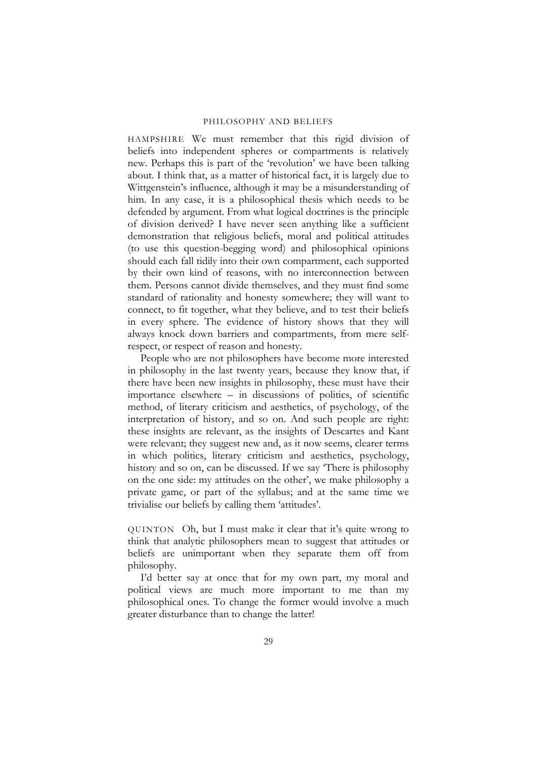HAMPSHIRE We must remember that this rigid division of beliefs into independent spheres or compartments is relatively new. Perhaps this is part of the 'revolution' we have been talking about. I think that, as a matter of historical fact, it is largely due to Wittgenstein's influence, although it may be a misunderstanding of him. In any case, it is a philosophical thesis which needs to be defended by argument. From what logical doctrines is the principle of division derived? I have never seen anything like a sufficient demonstration that religious beliefs, moral and political attitudes (to use this question-begging word) and philosophical opinions should each fall tidily into their own compartment, each supported by their own kind of reasons, with no interconnection between them. Persons cannot divide themselves, and they must find some standard of rationality and honesty somewhere; they will want to connect, to fit together, what they believe, and to test their beliefs in every sphere. The evidence of history shows that they will always knock down barriers and compartments, from mere self-respect, or respect of reason and honesty.

People who are not philosophers have become more interested in philosophy in the last twenty years, because they know that, if there have been new insights in philosophy, these must have their importance elsewhere – in discussions of politics, of scientific method, of literary criticism and aesthetics, of psychology, of the interpretation of history, and so on. And such people are right: these insights are relevant, as the insights of Descartes and Kant were relevant; they suggest new and, as it now seems, clearer terms in which politics, literary criticism and aesthetics, psychology, history and so on, can be discussed. If we say 'There is philosophy on the one side: my attitudes on the other', we make philosophy a private game, or part of the syllabus; and at the same time we trivialise our beliefs by calling them 'attitudes'.

QUINTON Oh, but I must make it clear that it's quite wrong to think that analytic philosophers mean to suggest that attitudes or beliefs are unimportant when they separate them off from philosophy.

I'd better say at once that for my own part, my moral and political views are much more important to me than my philosophical ones. To change the former would involve a much greater disturbance than to change the latter!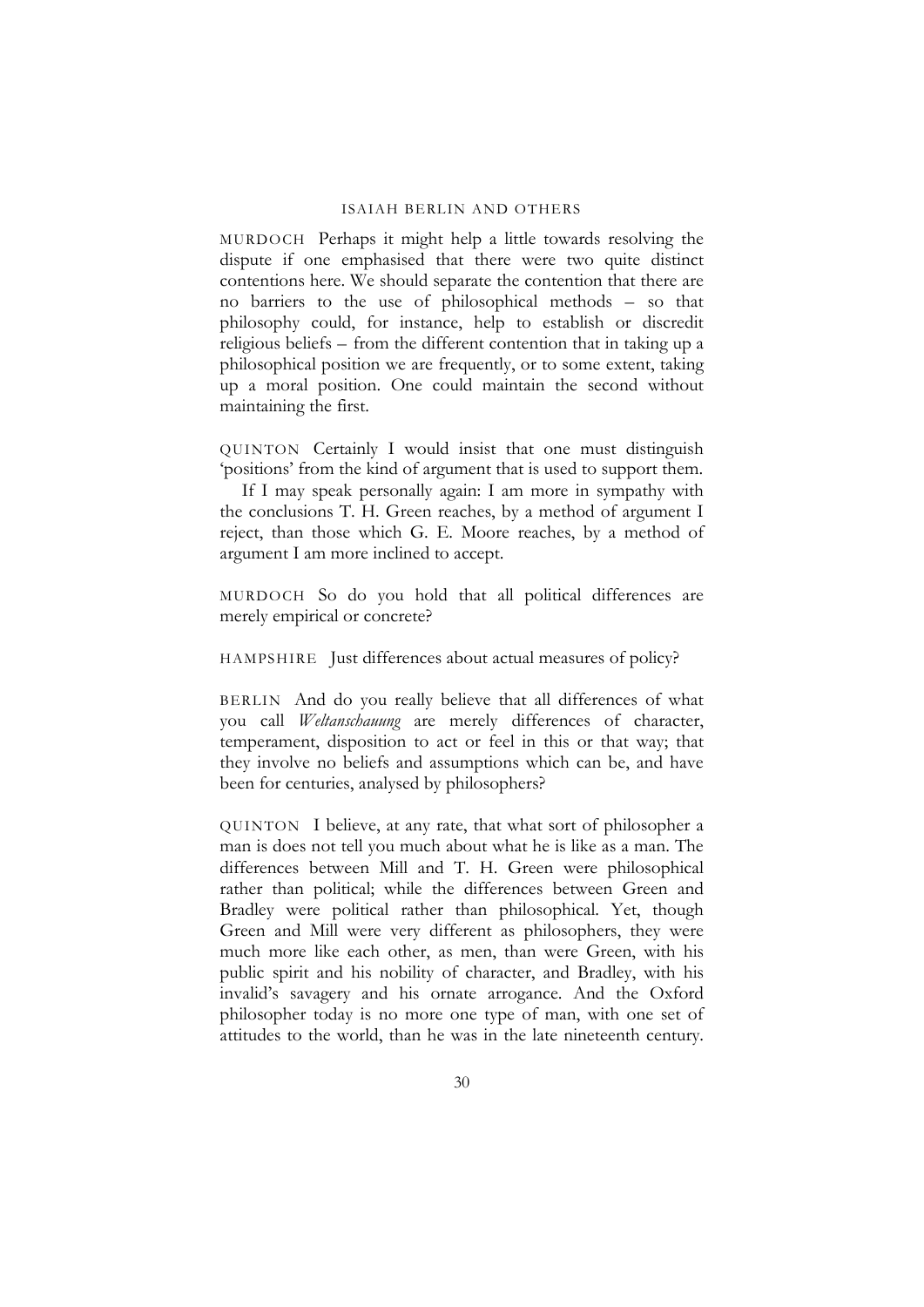MURDOCH Perhaps it might help a little towards resolving the dispute if one emphasised that there were two quite distinct contentions here. We should separate the contention that there are no barriers to the use of philosophical methods – so that philosophy could, for instance, help to establish or discredit religious beliefs – from the different contention that in taking up a philosophical position we are frequently, or to some extent, taking up a moral position. One could maintain the second without maintaining the first.

QUINTON Certainly I would insist that one must distinguish 'positions' from the kind of argument that is used to support them.

If I may speak personally again: I am more in sympathy with the conclusions T. H. Green reaches, by a method of argument I reject, than those which G. E. Moore reaches, by a method of argument I am more inclined to accept.

MURDOCH So do you hold that all political differences are merely empirical or concrete?

HAMPSHIRE Just differences about actual measures of policy?

BERLIN And do you really believe that all differences of what you call *Weltanschauung* are merely differences of character, temperament, disposition to act or feel in this or that way; that they involve no beliefs and assumptions which can be, and have been for centuries, analysed by philosophers?

QUINTON I believe, at any rate, that what sort of philosopher a man is does not tell you much about what he is like as a man. The differences between Mill and T. H. Green were philosophical rather than political; while the differences between Green and Bradley were political rather than philosophical. Yet, though Green and Mill were very different as philosophers, they were much more like each other, as men, than were Green, with his public spirit and his nobility of character, and Bradley, with his invalid's savagery and his ornate arrogance. And the Oxford philosopher today is no more one type of man, with one set of attitudes to the world, than he was in the late nineteenth century.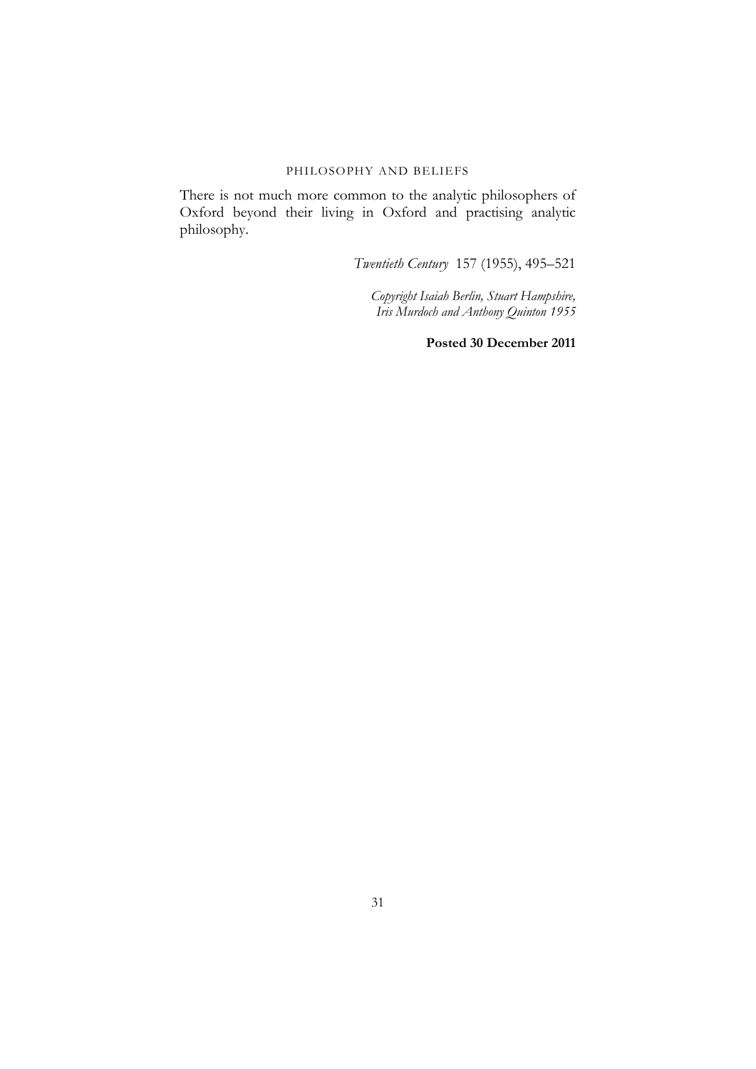There is not much more common to the analytic philosophers of Oxford beyond their living in Oxford and practising analytic philosophy.

*Twentieth Century* 157 (1955), 495–521

*Copyright Isaiah Berlin, Stuart Hampshire, Iris Murdoch and Anthony Quinton 1955*

**Posted 30 December 2011**